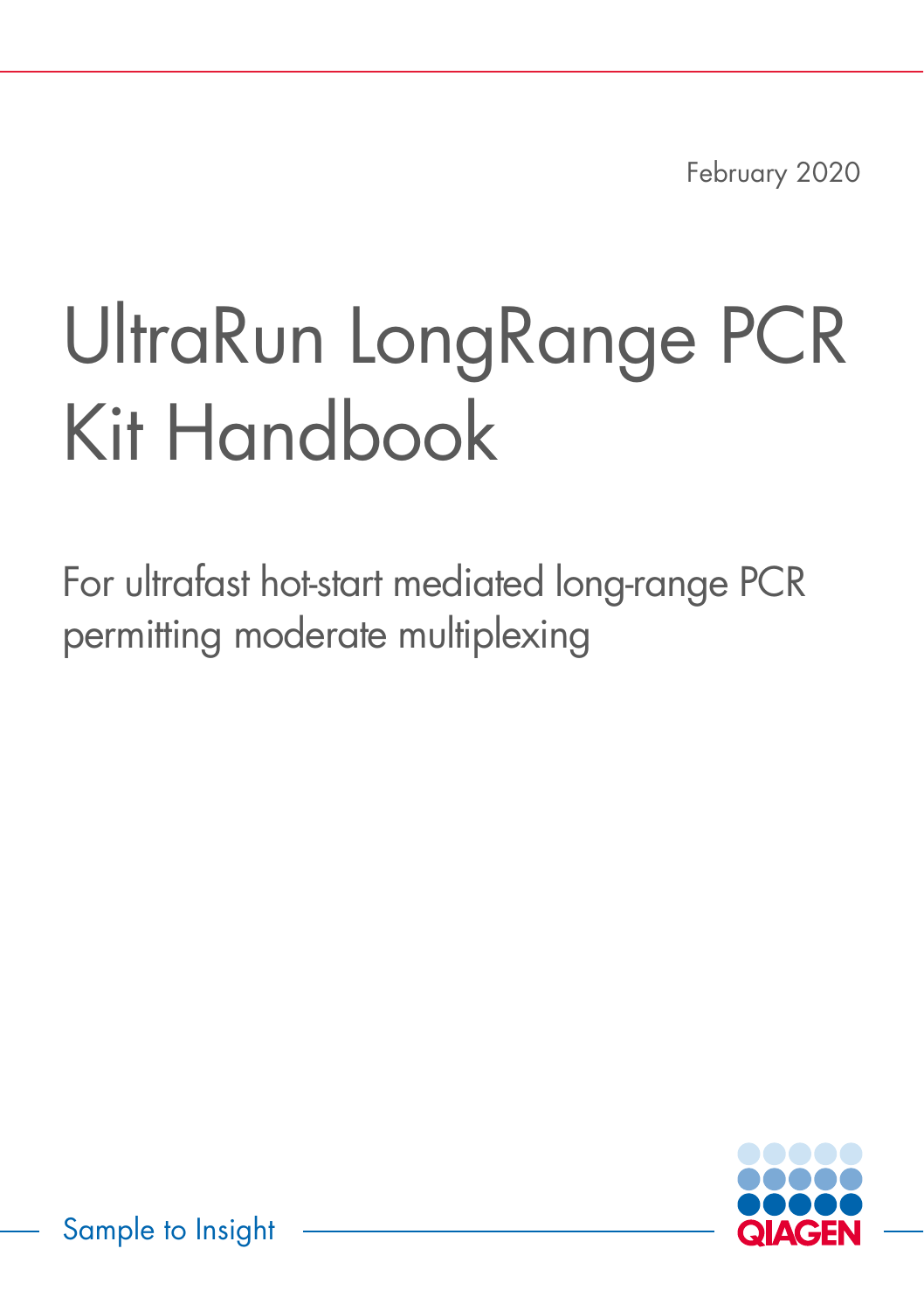February 2020

# UltraRun LongRange PCR Kit Handbook

For ultrafast hot-start mediated long-range PCR permitting moderate multiplexing

Sample to Insight

QIAGEN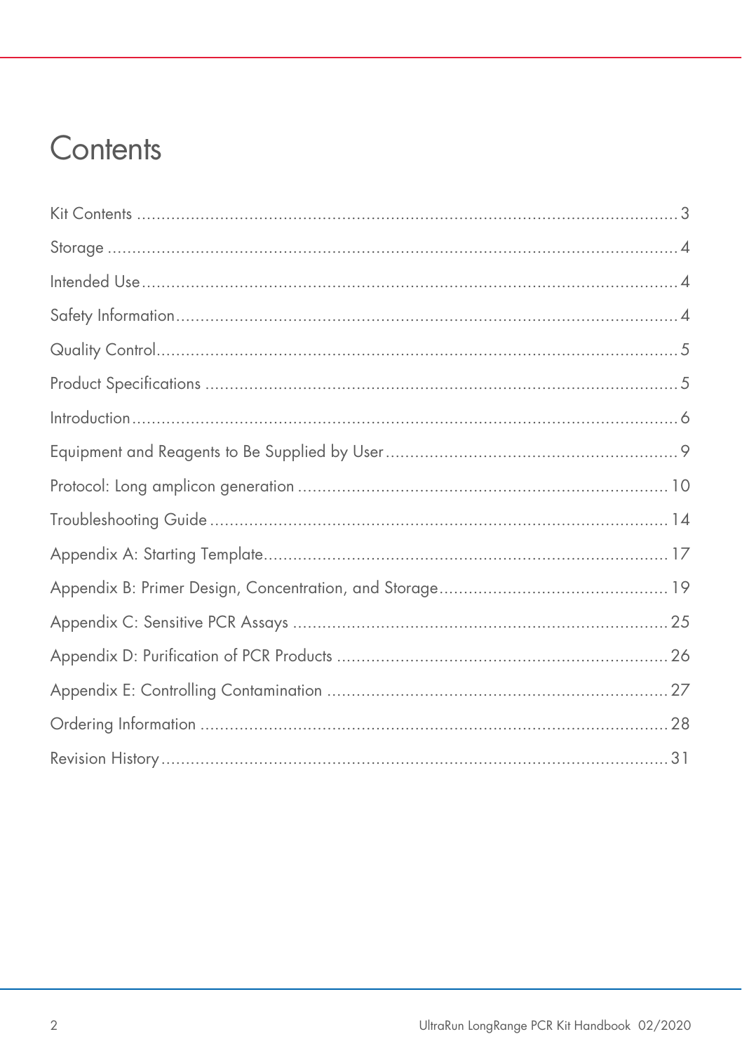# Contents

Kit Contents ..................................................................................................................3

Storage ...........................................................................................................................4

Intended Use ..................................................................................................................4

Safety Information .........................................................................................................4

Quality Control ..............................................................................................................5

Product Specifications ...................................................................................................5

Introduction ...................................................................................................................6

Equipment and Reagents to Be Supplied by User .........................................................9

Protocol: Long amplicon generation ............................................................................10

Troubleshooting Guide .................................................................................................14

Appendix A: Starting Template .....................................................................................17

Appendix B: Primer Design, Concentration, and Storage ..............................................19

Appendix C: Sensitive PCR Assays ...............................................................................25

Appendix D: Purification of PCR Products ...................................................................26

Appendix E: Controlling Contamination .......................................................................27

Ordering Information ...................................................................................................28

Revision History ...........................................................................................................31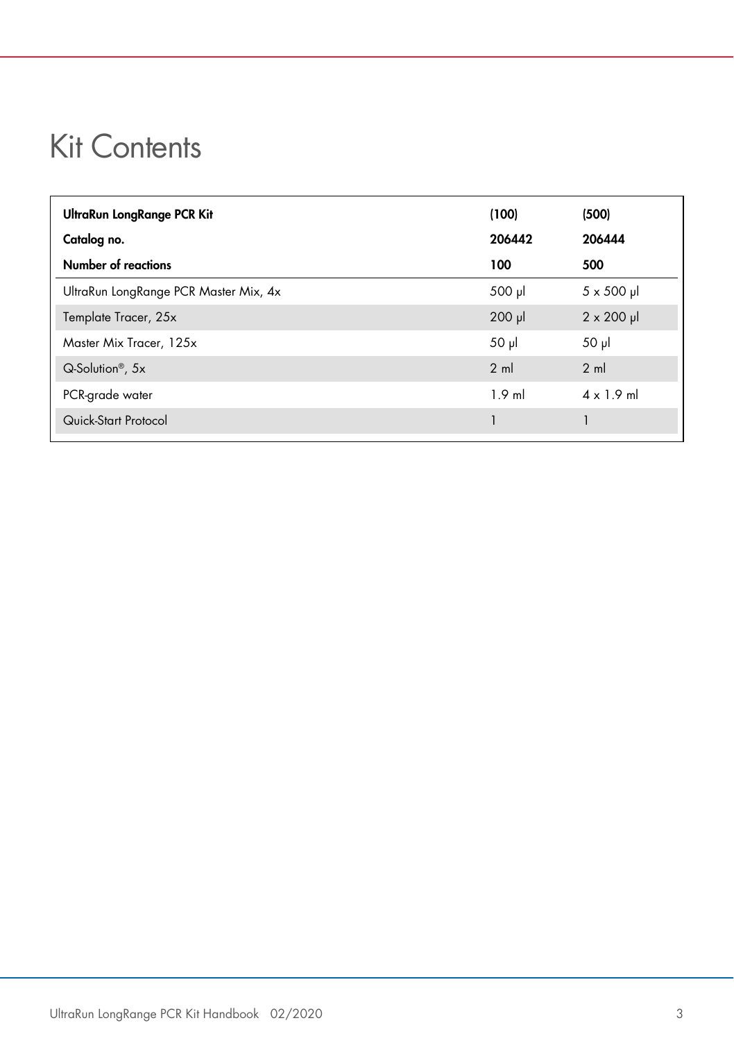# Kit Contents

| UltraRun LongRange PCR Kit | (100) | (500) |
|---|---|---|
| **Catalog no.** | **206442** | **206444** |
| **Number of reactions** | **100** | **500** |
| UltraRun LongRange PCR Master Mix, 4x | 500 µl | 5 x 500 µl |
| Template Tracer, 25x | 200 µl | 2 x 200 µl |
| Master Mix Tracer, 125x | 50 µl | 50 µl |
| Q-Solution®, 5x | 2 ml | 2 ml |
| PCR-grade water | 1.9 ml | 4 x 1.9 ml |
| Quick-Start Protocol | 1 | 1 |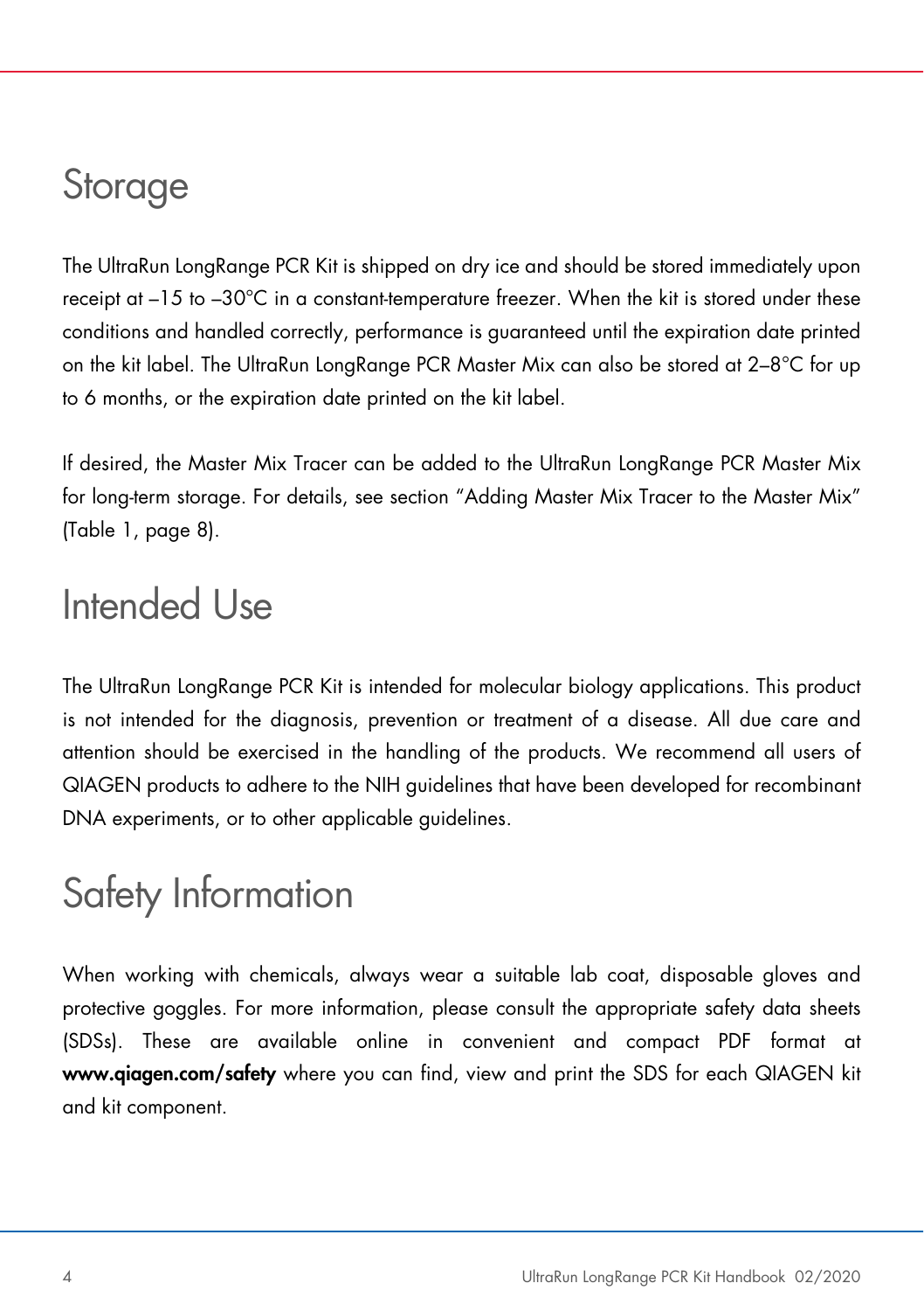# Storage

The UltraRun LongRange PCR Kit is shipped on dry ice and should be stored immediately upon receipt at –15 to –30°C in a constant-temperature freezer. When the kit is stored under these conditions and handled correctly, performance is guaranteed until the expiration date printed on the kit label. The UltraRun LongRange PCR Master Mix can also be stored at 2–8°C for up to 6 months, or the expiration date printed on the kit label.

If desired, the Master Mix Tracer can be added to the UltraRun LongRange PCR Master Mix for long-term storage. For details, see section "Adding Master Mix Tracer to the Master Mix" (Table 1, page 8).

# Intended Use

The UltraRun LongRange PCR Kit is intended for molecular biology applications. This product is not intended for the diagnosis, prevention or treatment of a disease. All due care and attention should be exercised in the handling of the products. We recommend all users of QIAGEN products to adhere to the NIH guidelines that have been developed for recombinant DNA experiments, or to other applicable guidelines.

# Safety Information

When working with chemicals, always wear a suitable lab coat, disposable gloves and protective goggles. For more information, please consult the appropriate safety data sheets (SDSs). These are available online in convenient and compact PDF format at **www.qiagen.com/safety** where you can find, view and print the SDS for each QIAGEN kit and kit component.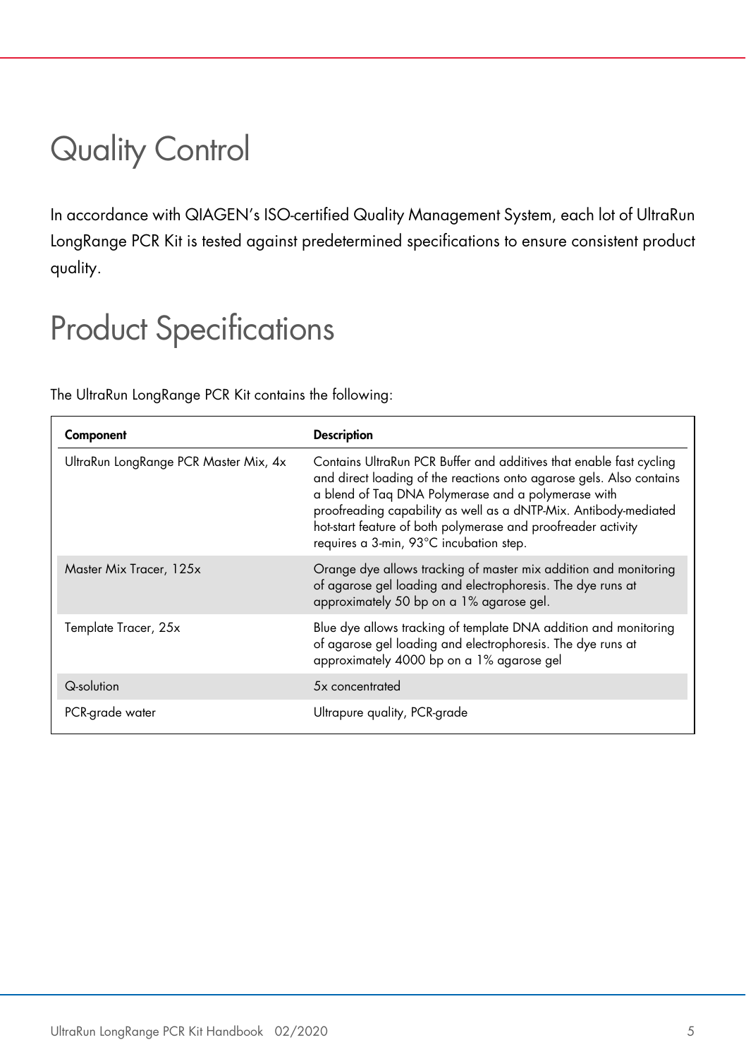# Quality Control

In accordance with QIAGEN's ISO-certified Quality Management System, each lot of UltraRun LongRange PCR Kit is tested against predetermined specifications to ensure consistent product quality.

# Product Specifications

The UltraRun LongRange PCR Kit contains the following:

| Component | Description |
| --- | --- |
| UltraRun LongRange PCR Master Mix, 4x | Contains UltraRun PCR Buffer and additives that enable fast cycling and direct loading of the reactions onto agarose gels. Also contains a blend of Taq DNA Polymerase and a polymerase with proofreading capability as well as a dNTP-Mix. Antibody-mediated hot-start feature of both polymerase and proofreader activity requires a 3-min, 93°C incubation step. |
| Master Mix Tracer, 125x | Orange dye allows tracking of master mix addition and monitoring of agarose gel loading and electrophoresis. The dye runs at approximately 50 bp on a 1% agarose gel. |
| Template Tracer, 25x | Blue dye allows tracking of template DNA addition and monitoring of agarose gel loading and electrophoresis. The dye runs at approximately 4000 bp on a 1% agarose gel |
| Q-solution | 5x concentrated |
| PCR-grade water | Ultrapure quality, PCR-grade |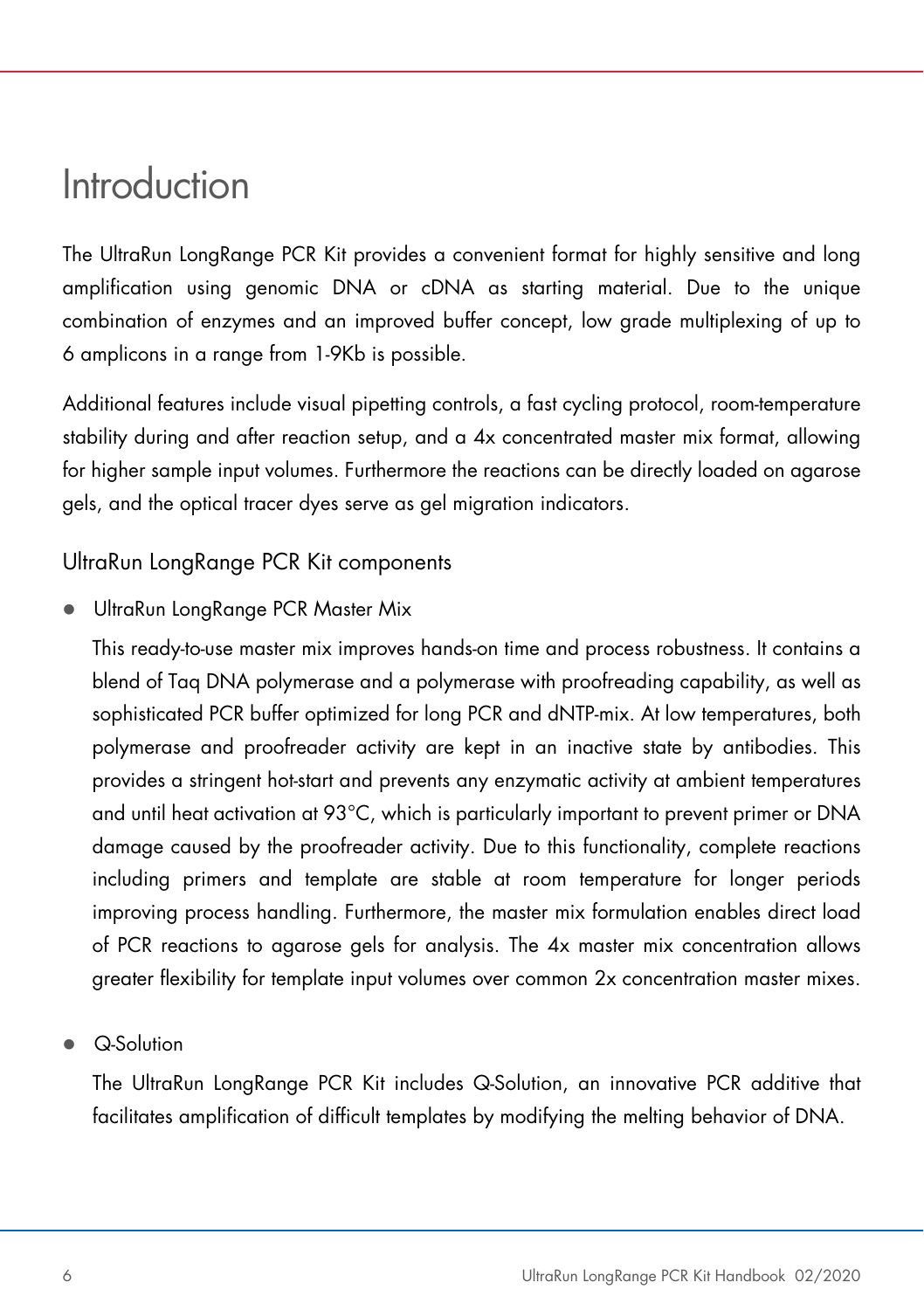# Introduction

The UltraRun LongRange PCR Kit provides a convenient format for highly sensitive and long amplification using genomic DNA or cDNA as starting material. Due to the unique combination of enzymes and an improved buffer concept, low grade multiplexing of up to 6 amplicons in a range from 1-9Kb is possible.

Additional features include visual pipetting controls, a fast cycling protocol, room-temperature stability during and after reaction setup, and a 4x concentrated master mix format, allowing for higher sample input volumes. Furthermore the reactions can be directly loaded on agarose gels, and the optical tracer dyes serve as gel migration indicators.

## UltraRun LongRange PCR Kit components

- UltraRun LongRange PCR Master Mix

  This ready-to-use master mix improves hands-on time and process robustness. It contains a blend of Taq DNA polymerase and a polymerase with proofreading capability, as well as sophisticated PCR buffer optimized for long PCR and dNTP-mix. At low temperatures, both polymerase and proofreader activity are kept in an inactive state by antibodies. This provides a stringent hot-start and prevents any enzymatic activity at ambient temperatures and until heat activation at 93°C, which is particularly important to prevent primer or DNA damage caused by the proofreader activity. Due to this functionality, complete reactions including primers and template are stable at room temperature for longer periods improving process handling. Furthermore, the master mix formulation enables direct load of PCR reactions to agarose gels for analysis. The 4x master mix concentration allows greater flexibility for template input volumes over common 2x concentration master mixes.

- Q-Solution

  The UltraRun LongRange PCR Kit includes Q-Solution, an innovative PCR additive that facilitates amplification of difficult templates by modifying the melting behavior of DNA.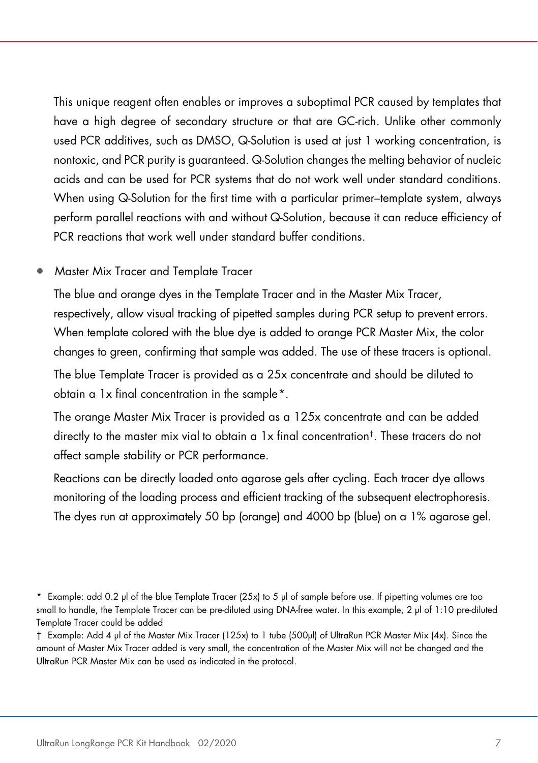This unique reagent often enables or improves a suboptimal PCR caused by templates that have a high degree of secondary structure or that are GC-rich. Unlike other commonly used PCR additives, such as DMSO, Q-Solution is used at just 1 working concentration, is nontoxic, and PCR purity is guaranteed. Q-Solution changes the melting behavior of nucleic acids and can be used for PCR systems that do not work well under standard conditions. When using Q-Solution for the first time with a particular primer–template system, always perform parallel reactions with and without Q-Solution, because it can reduce efficiency of PCR reactions that work well under standard buffer conditions.

- Master Mix Tracer and Template Tracer

  The blue and orange dyes in the Template Tracer and in the Master Mix Tracer, respectively, allow visual tracking of pipetted samples during PCR setup to prevent errors. When template colored with the blue dye is added to orange PCR Master Mix, the color changes to green, confirming that sample was added. The use of these tracers is optional.

  The blue Template Tracer is provided as a 25x concentrate and should be diluted to obtain a 1x final concentration in the sample*.

  The orange Master Mix Tracer is provided as a 125x concentrate and can be added directly to the master mix vial to obtain a 1x final concentration†. These tracers do not affect sample stability or PCR performance.

  Reactions can be directly loaded onto agarose gels after cycling. Each tracer dye allows monitoring of the loading process and efficient tracking of the subsequent electrophoresis. The dyes run at approximately 50 bp (orange) and 4000 bp (blue) on a 1% agarose gel.

---

\* Example: add 0.2 µl of the blue Template Tracer (25x) to 5 µl of sample before use. If pipetting volumes are too small to handle, the Template Tracer can be pre-diluted using DNA-free water. In this example, 2 µl of 1:10 pre-diluted Template Tracer could be added

† Example: Add 4 µl of the Master Mix Tracer (125x) to 1 tube (500µl) of UltraRun PCR Master Mix (4x). Since the amount of Master Mix Tracer added is very small, the concentration of the Master Mix will not be changed and the UltraRun PCR Master Mix can be used as indicated in the protocol.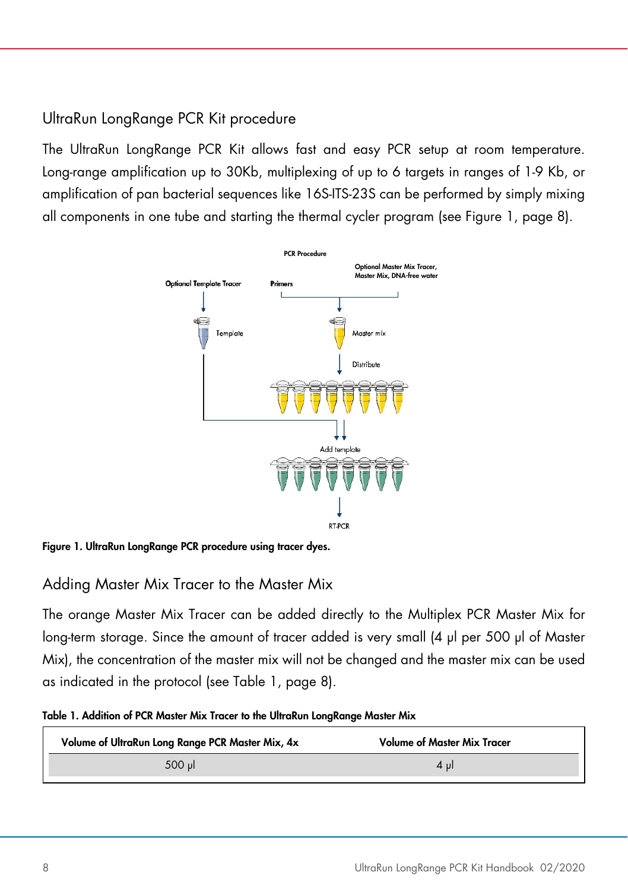## UltraRun LongRange PCR Kit procedure

The UltraRun LongRange PCR Kit allows fast and easy PCR setup at room temperature. Long-range amplification up to 30Kb, multiplexing of up to 6 targets in ranges of 1-9 Kb, or amplification of pan bacterial sequences like 16S-ITS-23S can be performed by simply mixing all components in one tube and starting the thermal cycler program (see Figure 1, page 8).

**Figure 1. UltraRun LongRange PCR procedure using tracer dyes.**

## Adding Master Mix Tracer to the Master Mix

The orange Master Mix Tracer can be added directly to the Multiplex PCR Master Mix for long-term storage. Since the amount of tracer added is very small (4 µl per 500 µl of Master Mix), the concentration of the master mix will not be changed and the master mix can be used as indicated in the protocol (see Table 1, page 8).

**Table 1. Addition of PCR Master Mix Tracer to the UltraRun LongRange Master Mix**

| Volume of UltraRun Long Range PCR Master Mix, 4x | Volume of Master Mix Tracer |
|---|---|
| 500 µl | 4 µl |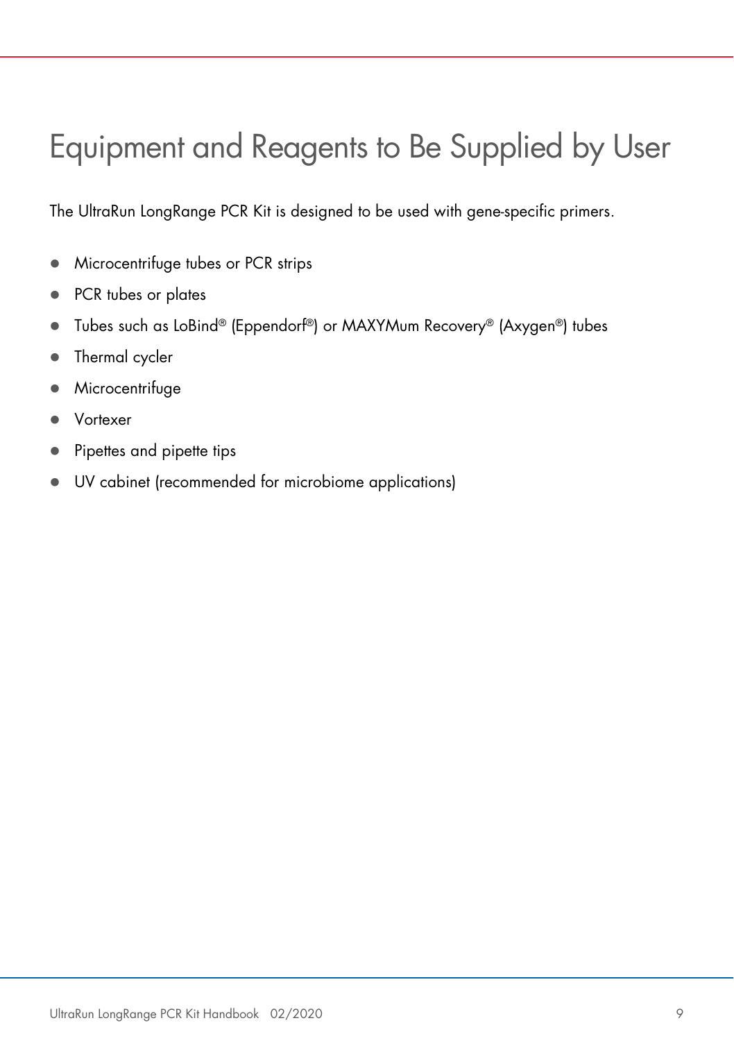# Equipment and Reagents to Be Supplied by User

The UltraRun LongRange PCR Kit is designed to be used with gene-specific primers.

- Microcentrifuge tubes or PCR strips
- PCR tubes or plates
- Tubes such as LoBind® (Eppendorf®) or MAXYMum Recovery® (Axygen®) tubes
- Thermal cycler
- Microcentrifuge
- Vortexer
- Pipettes and pipette tips
- UV cabinet (recommended for microbiome applications)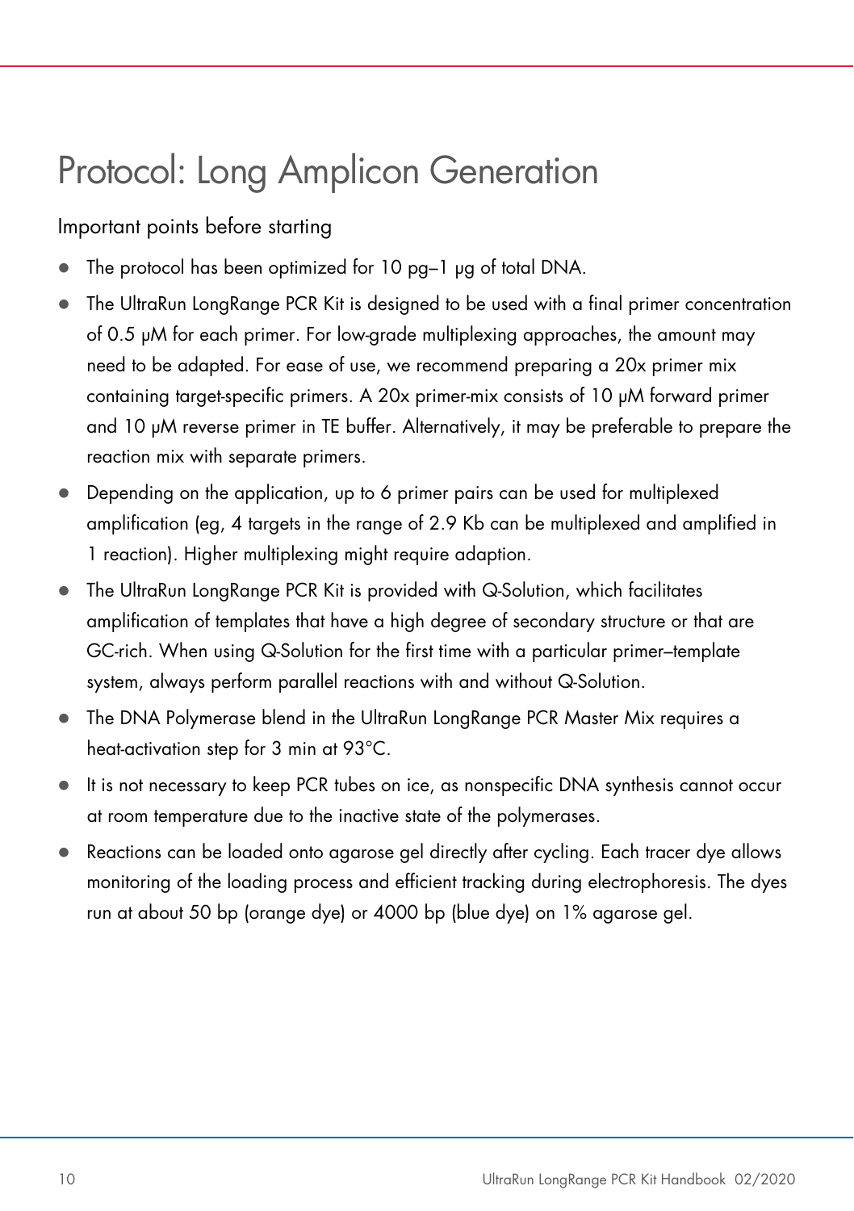# Protocol: Long Amplicon Generation

## Important points before starting

- The protocol has been optimized for 10 pg–1 µg of total DNA.
- The UltraRun LongRange PCR Kit is designed to be used with a final primer concentration of 0.5 µM for each primer. For low-grade multiplexing approaches, the amount may need to be adapted. For ease of use, we recommend preparing a 20x primer mix containing target-specific primers. A 20x primer-mix consists of 10 µM forward primer and 10 µM reverse primer in TE buffer. Alternatively, it may be preferable to prepare the reaction mix with separate primers.
- Depending on the application, up to 6 primer pairs can be used for multiplexed amplification (eg, 4 targets in the range of 2.9 Kb can be multiplexed and amplified in 1 reaction). Higher multiplexing might require adaption.
- The UltraRun LongRange PCR Kit is provided with Q-Solution, which facilitates amplification of templates that have a high degree of secondary structure or that are GC-rich. When using Q-Solution for the first time with a particular primer–template system, always perform parallel reactions with and without Q-Solution.
- The DNA Polymerase blend in the UltraRun LongRange PCR Master Mix requires a heat-activation step for 3 min at 93°C.
- It is not necessary to keep PCR tubes on ice, as nonspecific DNA synthesis cannot occur at room temperature due to the inactive state of the polymerases.
- Reactions can be loaded onto agarose gel directly after cycling. Each tracer dye allows monitoring of the loading process and efficient tracking during electrophoresis. The dyes run at about 50 bp (orange dye) or 4000 bp (blue dye) on 1% agarose gel.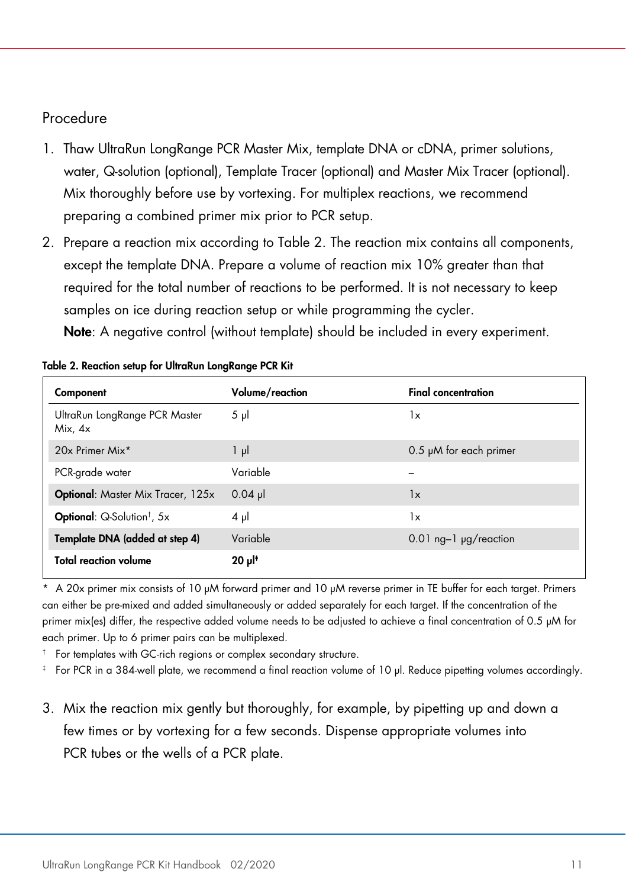## Procedure

1. Thaw UltraRun LongRange PCR Master Mix, template DNA or cDNA, primer solutions, water, Q-solution (optional), Template Tracer (optional) and Master Mix Tracer (optional). Mix thoroughly before use by vortexing. For multiplex reactions, we recommend preparing a combined primer mix prior to PCR setup.
2. Prepare a reaction mix according to Table 2. The reaction mix contains all components, except the template DNA. Prepare a volume of reaction mix 10% greater than that required for the total number of reactions to be performed. It is not necessary to keep samples on ice during reaction setup or while programming the cycler.
   **Note**: A negative control (without template) should be included in every experiment.

**Table 2. Reaction setup for UltraRun LongRange PCR Kit**

| Component | Volume/reaction | Final concentration |
|---|---|---|
| UltraRun LongRange PCR Master Mix, 4x | 5 µl | 1x |
| 20x Primer Mix* | 1 µl | 0.5 µM for each primer |
| PCR-grade water | Variable | – |
| **Optional**: Master Mix Tracer, 125x | 0.04 µl | 1x |
| **Optional**: Q-Solution†, 5x | 4 µl | 1x |
| **Template DNA (added at step 4)** | Variable | 0.01 ng–1 µg/reaction |
| **Total reaction volume** | **20 µl‡** | |

\* A 20x primer mix consists of 10 µM forward primer and 10 µM reverse primer in TE buffer for each target. Primers can either be pre-mixed and added simultaneously or added separately for each target. If the concentration of the primer mix(es) differ, the respective added volume needs to be adjusted to achieve a final concentration of 0.5 µM for each primer. Up to 6 primer pairs can be multiplexed.

† For templates with GC-rich regions or complex secondary structure.

‡ For PCR in a 384-well plate, we recommend a final reaction volume of 10 µl. Reduce pipetting volumes accordingly.

3. Mix the reaction mix gently but thoroughly, for example, by pipetting up and down a few times or by vortexing for a few seconds. Dispense appropriate volumes into PCR tubes or the wells of a PCR plate.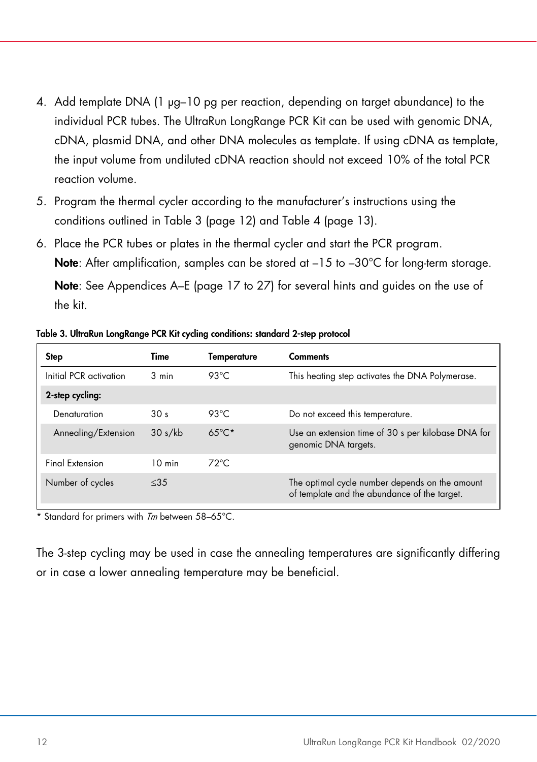4. Add template DNA (1 µg–10 pg per reaction, depending on target abundance) to the individual PCR tubes. The UltraRun LongRange PCR Kit can be used with genomic DNA, cDNA, plasmid DNA, and other DNA molecules as template. If using cDNA as template, the input volume from undiluted cDNA reaction should not exceed 10% of the total PCR reaction volume.
5. Program the thermal cycler according to the manufacturer's instructions using the conditions outlined in Table 3 (page 12) and Table 4 (page 13).
6. Place the PCR tubes or plates in the thermal cycler and start the PCR program.

   **Note**: After amplification, samples can be stored at –15 to –30°C for long-term storage.

   **Note**: See Appendices A–E (page 17 to 27) for several hints and guides on the use of the kit.

**Table 3. UltraRun LongRange PCR Kit cycling conditions: standard 2-step protocol**

| Step | Time | Temperature | Comments |
|---|---|---|---|
| Initial PCR activation | 3 min | 93°C | This heating step activates the DNA Polymerase. |
| **2-step cycling:** | | | |
| Denaturation | 30 s | 93°C | Do not exceed this temperature. |
| Annealing/Extension | 30 s/kb | 65°C* | Use an extension time of 30 s per kilobase DNA for genomic DNA targets. |
| Final Extension | 10 min | 72°C | |
| Number of cycles | ≤35 | | The optimal cycle number depends on the amount of template and the abundance of the target. |

\* Standard for primers with *Tm* between 58–65°C.

The 3-step cycling may be used in case the annealing temperatures are significantly differing or in case a lower annealing temperature may be beneficial.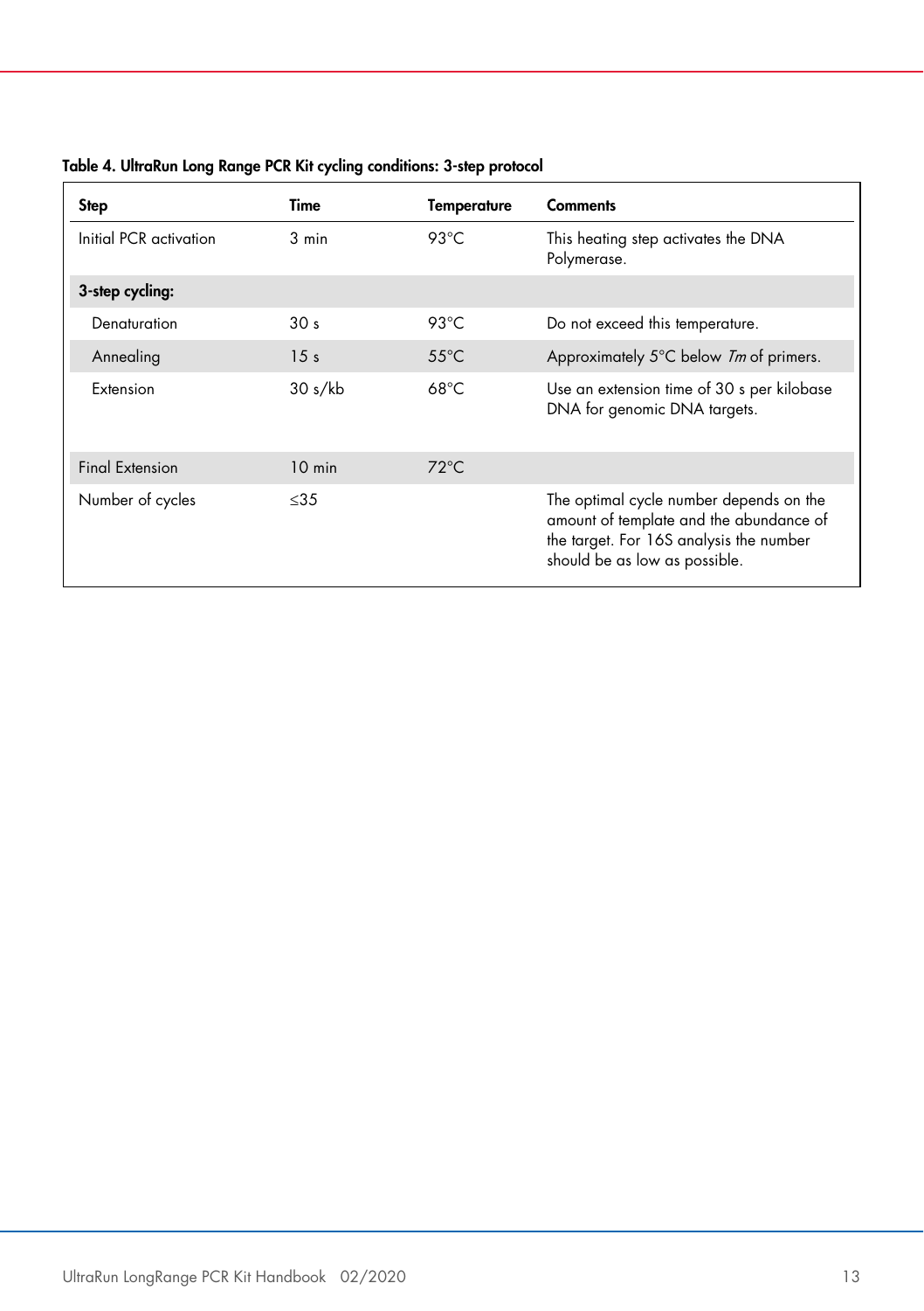**Table 4. UltraRun Long Range PCR Kit cycling conditions: 3-step protocol**

| Step | Time | Temperature | Comments |
|---|---|---|---|
| Initial PCR activation | 3 min | 93°C | This heating step activates the DNA Polymerase. |
| **3-step cycling:** | | | |
| Denaturation | 30 s | 93°C | Do not exceed this temperature. |
| Annealing | 15 s | 55°C | Approximately 5°C below *Tm* of primers. |
| Extension | 30 s/kb | 68°C | Use an extension time of 30 s per kilobase DNA for genomic DNA targets. |
| Final Extension | 10 min | 72°C | |
| Number of cycles | ≤35 | | The optimal cycle number depends on the amount of template and the abundance of the target. For 16S analysis the number should be as low as possible. |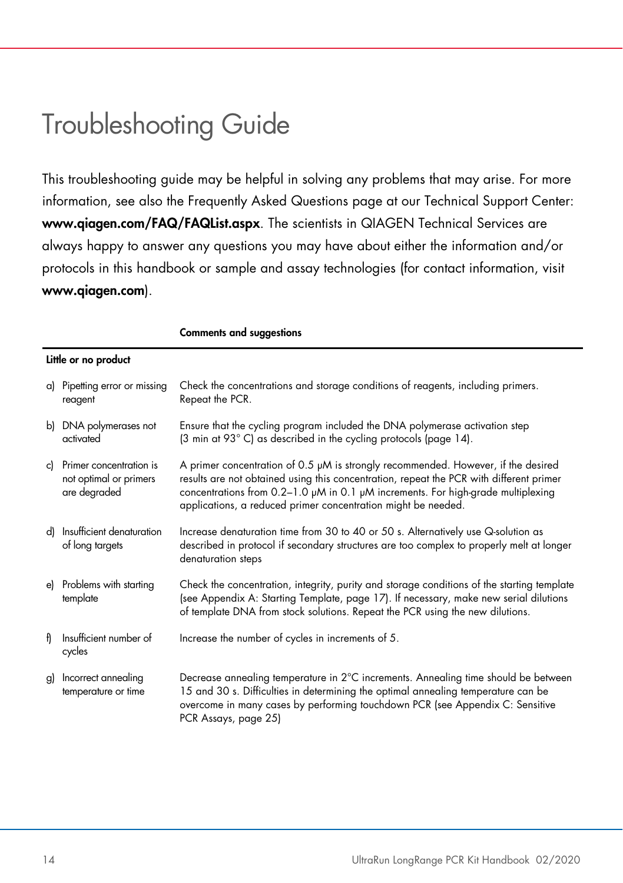# Troubleshooting Guide

This troubleshooting guide may be helpful in solving any problems that may arise. For more information, see also the Frequently Asked Questions page at our Technical Support Center: **www.qiagen.com/FAQ/FAQList.aspx**. The scientists in QIAGEN Technical Services are always happy to answer any questions you may have about either the information and/or protocols in this handbook or sample and assay technologies (for contact information, visit **www.qiagen.com**).

| | **Comments and suggestions** |
|---|---|
| **Little or no product** | |
| a) Pipetting error or missing reagent | Check the concentrations and storage conditions of reagents, including primers. Repeat the PCR. |
| b) DNA polymerases not activated | Ensure that the cycling program included the DNA polymerase activation step (3 min at 93° C) as described in the cycling protocols (page 14). |
| c) Primer concentration is not optimal or primers are degraded | A primer concentration of 0.5 µM is strongly recommended. However, if the desired results are not obtained using this concentration, repeat the PCR with different primer concentrations from 0.2–1.0 µM in 0.1 µM increments. For high-grade multiplexing applications, a reduced primer concentration might be needed. |
| d) Insufficient denaturation of long targets | Increase denaturation time from 30 to 40 or 50 s. Alternatively use Q-solution as described in protocol if secondary structures are too complex to properly melt at longer denaturation steps |
| e) Problems with starting template | Check the concentration, integrity, purity and storage conditions of the starting template (see Appendix A: Starting Template, page 17). If necessary, make new serial dilutions of template DNA from stock solutions. Repeat the PCR using the new dilutions. |
| f) Insufficient number of cycles | Increase the number of cycles in increments of 5. |
| g) Incorrect annealing temperature or time | Decrease annealing temperature in 2°C increments. Annealing time should be between 15 and 30 s. Difficulties in determining the optimal annealing temperature can be overcome in many cases by performing touchdown PCR (see Appendix C: Sensitive PCR Assays, page 25) |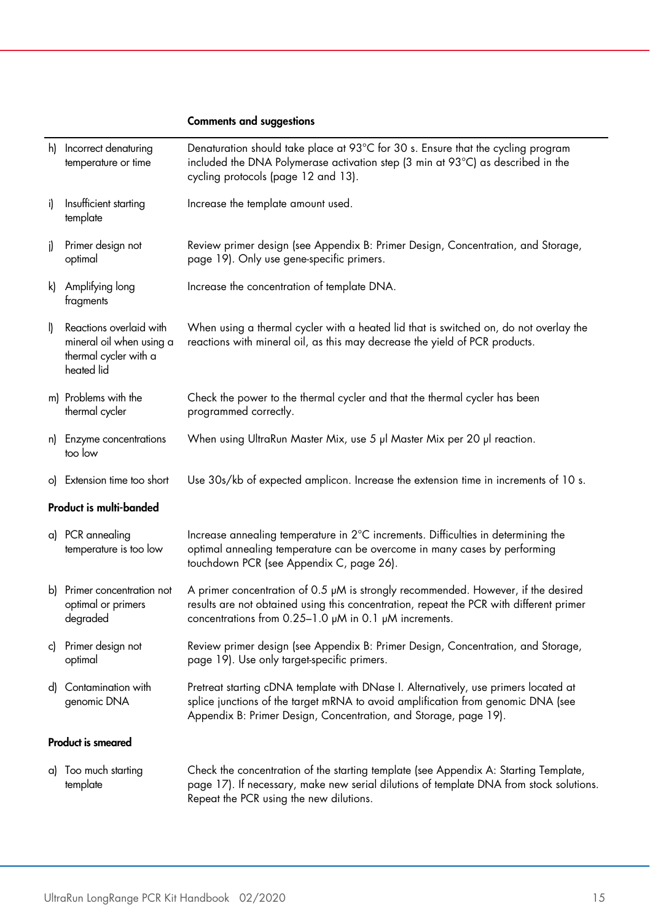| | Comments and suggestions |
|---|---|
| h) Incorrect denaturing temperature or time | Denaturation should take place at 93°C for 30 s. Ensure that the cycling program included the DNA Polymerase activation step (3 min at 93°C) as described in the cycling protocols (page 12 and 13). |
| i) Insufficient starting template | Increase the template amount used. |
| j) Primer design not optimal | Review primer design (see Appendix B: Primer Design, Concentration, and Storage, page 19). Only use gene-specific primers. |
| k) Amplifying long fragments | Increase the concentration of template DNA. |
| l) Reactions overlaid with mineral oil when using a thermal cycler with a heated lid | When using a thermal cycler with a heated lid that is switched on, do not overlay the reactions with mineral oil, as this may decrease the yield of PCR products. |
| m) Problems with the thermal cycler | Check the power to the thermal cycler and that the thermal cycler has been programmed correctly. |
| n) Enzyme concentrations too low | When using UltraRun Master Mix, use 5 µl Master Mix per 20 µl reaction. |
| o) Extension time too short | Use 30s/kb of expected amplicon. Increase the extension time in increments of 10 s. |
| **Product is multi-banded** | |
| a) PCR annealing temperature is too low | Increase annealing temperature in 2°C increments. Difficulties in determining the optimal annealing temperature can be overcome in many cases by performing touchdown PCR (see Appendix C, page 26). |
| b) Primer concentration not optimal or primers degraded | A primer concentration of 0.5 µM is strongly recommended. However, if the desired results are not obtained using this concentration, repeat the PCR with different primer concentrations from 0.25–1.0 µM in 0.1 µM increments. |
| c) Primer design not optimal | Review primer design (see Appendix B: Primer Design, Concentration, and Storage, page 19). Use only target-specific primers. |
| d) Contamination with genomic DNA | Pretreat starting cDNA template with DNase I. Alternatively, use primers located at splice junctions of the target mRNA to avoid amplification from genomic DNA (see Appendix B: Primer Design, Concentration, and Storage, page 19). |
| **Product is smeared** | |
| a) Too much starting template | Check the concentration of the starting template (see Appendix A: Starting Template, page 17). If necessary, make new serial dilutions of template DNA from stock solutions. Repeat the PCR using the new dilutions. |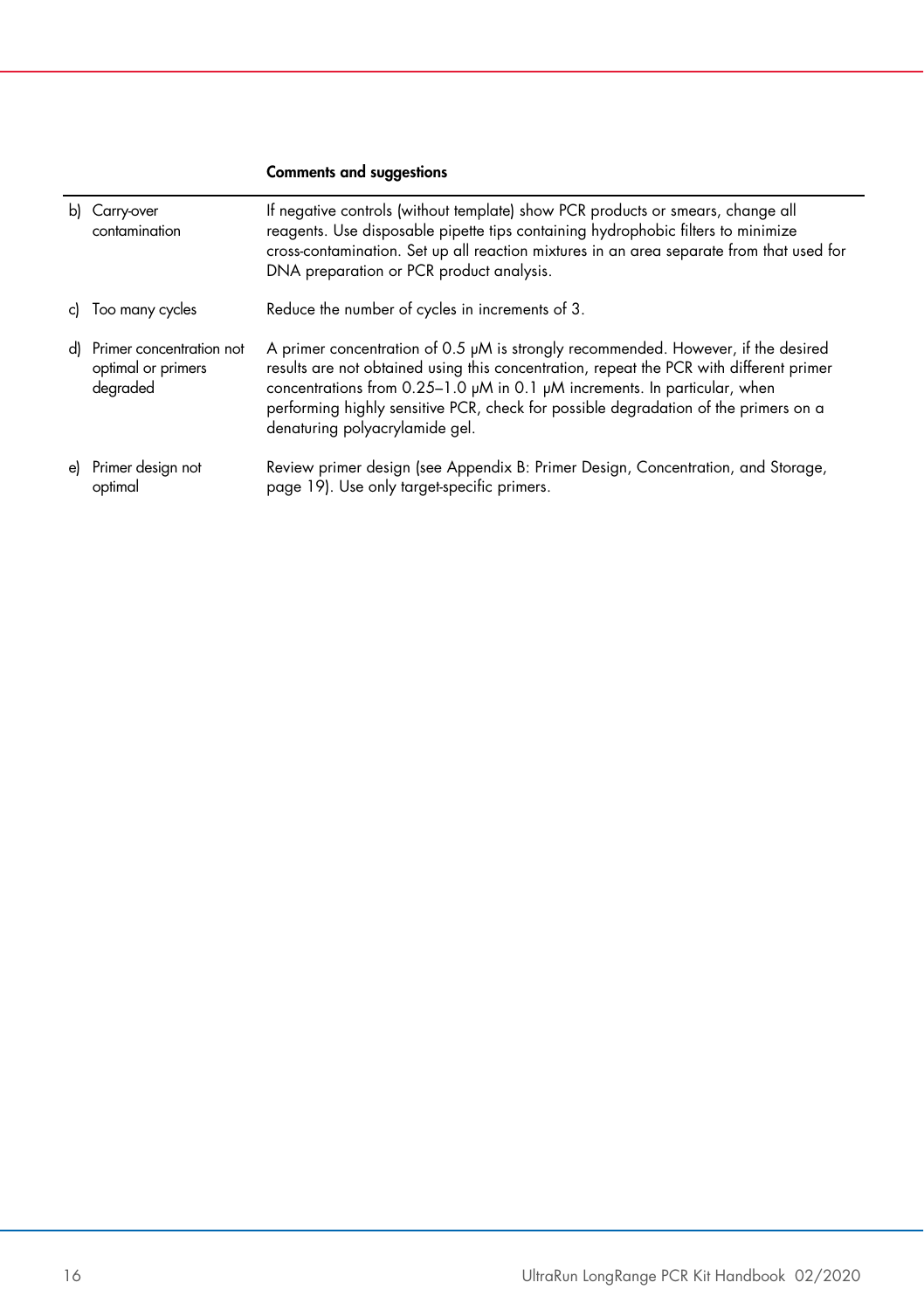| | Comments and suggestions |
|---|---|
| b) Carry-over contamination | If negative controls (without template) show PCR products or smears, change all reagents. Use disposable pipette tips containing hydrophobic filters to minimize cross-contamination. Set up all reaction mixtures in an area separate from that used for DNA preparation or PCR product analysis. |
| c) Too many cycles | Reduce the number of cycles in increments of 3. |
| d) Primer concentration not optimal or primers degraded | A primer concentration of 0.5 µM is strongly recommended. However, if the desired results are not obtained using this concentration, repeat the PCR with different primer concentrations from 0.25–1.0 µM in 0.1 µM increments. In particular, when performing highly sensitive PCR, check for possible degradation of the primers on a denaturing polyacrylamide gel. |
| e) Primer design not optimal | Review primer design (see Appendix B: Primer Design, Concentration, and Storage, page 19). Use only target-specific primers. |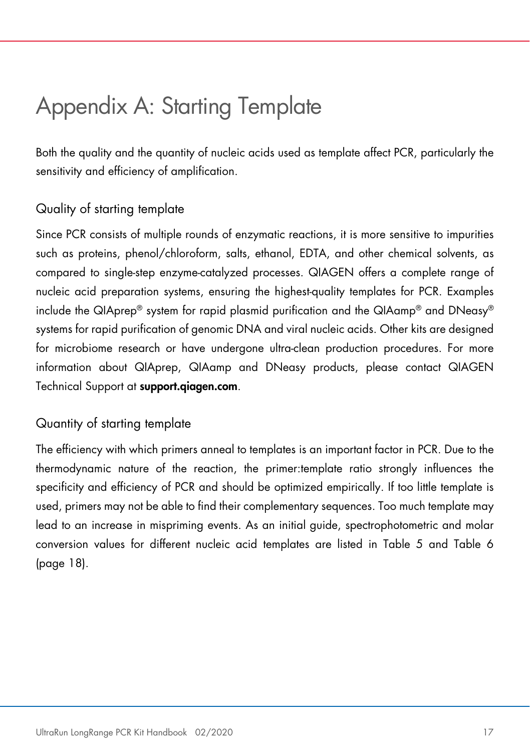# Appendix A: Starting Template

Both the quality and the quantity of nucleic acids used as template affect PCR, particularly the sensitivity and efficiency of amplification.

## Quality of starting template

Since PCR consists of multiple rounds of enzymatic reactions, it is more sensitive to impurities such as proteins, phenol/chloroform, salts, ethanol, EDTA, and other chemical solvents, as compared to single-step enzyme-catalyzed processes. QIAGEN offers a complete range of nucleic acid preparation systems, ensuring the highest-quality templates for PCR. Examples include the QIAprep® system for rapid plasmid purification and the QIAamp® and DNeasy® systems for rapid purification of genomic DNA and viral nucleic acids. Other kits are designed for microbiome research or have undergone ultra-clean production procedures. For more information about QIAprep, QIAamp and DNeasy products, please contact QIAGEN Technical Support at **support.qiagen.com**.

## Quantity of starting template

The efficiency with which primers anneal to templates is an important factor in PCR. Due to the thermodynamic nature of the reaction, the primer:template ratio strongly influences the specificity and efficiency of PCR and should be optimized empirically. If too little template is used, primers may not be able to find their complementary sequences. Too much template may lead to an increase in mispriming events. As an initial guide, spectrophotometric and molar conversion values for different nucleic acid templates are listed in Table 5 and Table 6 (page 18).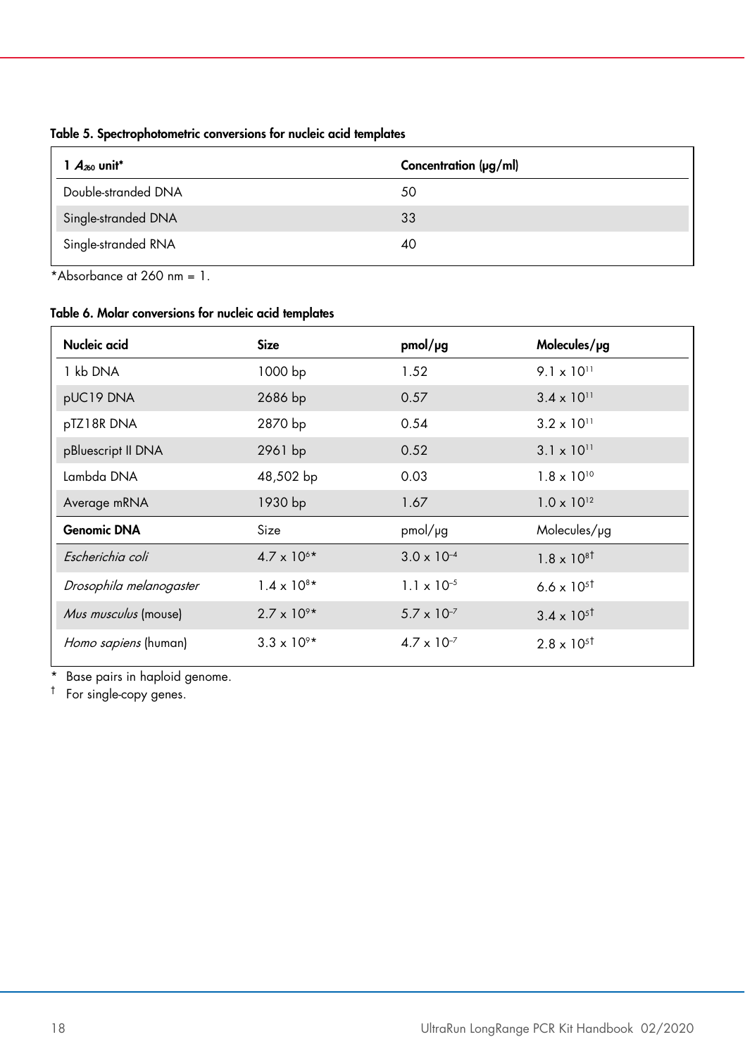**Table 5. Spectrophotometric conversions for nucleic acid templates**

| 1 $A_{260}$ unit* | Concentration (µg/ml) |
|---|---|
| Double-stranded DNA | 50 |
| Single-stranded DNA | 33 |
| Single-stranded RNA | 40 |

*Absorbance at 260 nm = 1.

**Table 6. Molar conversions for nucleic acid templates**

| Nucleic acid | Size | pmol/µg | Molecules/µg |
|---|---|---|---|
| 1 kb DNA | 1000 bp | 1.52 | $9.1 \times 10^{11}$ |
| pUC19 DNA | 2686 bp | 0.57 | $3.4 \times 10^{11}$ |
| pTZ18R DNA | 2870 bp | 0.54 | $3.2 \times 10^{11}$ |
| pBluescript II DNA | 2961 bp | 0.52 | $3.1 \times 10^{11}$ |
| Lambda DNA | 48,502 bp | 0.03 | $1.8 \times 10^{10}$ |
| Average mRNA | 1930 bp | 1.67 | $1.0 \times 10^{12}$ |
| **Genomic DNA** | Size | pmol/µg | Molecules/µg |
| *Escherichia coli* | $4.7 \times 10^{6}$* | $3.0 \times 10^{-4}$ | $1.8 \times 10^{8}$† |
| *Drosophila melanogaster* | $1.4 \times 10^{8}$* | $1.1 \times 10^{-5}$ | $6.6 \times 10^{5}$† |
| *Mus musculus* (mouse) | $2.7 \times 10^{9}$* | $5.7 \times 10^{-7}$ | $3.4 \times 10^{5}$† |
| *Homo sapiens* (human) | $3.3 \times 10^{9}$* | $4.7 \times 10^{-7}$ | $2.8 \times 10^{5}$† |

\* Base pairs in haploid genome.

† For single-copy genes.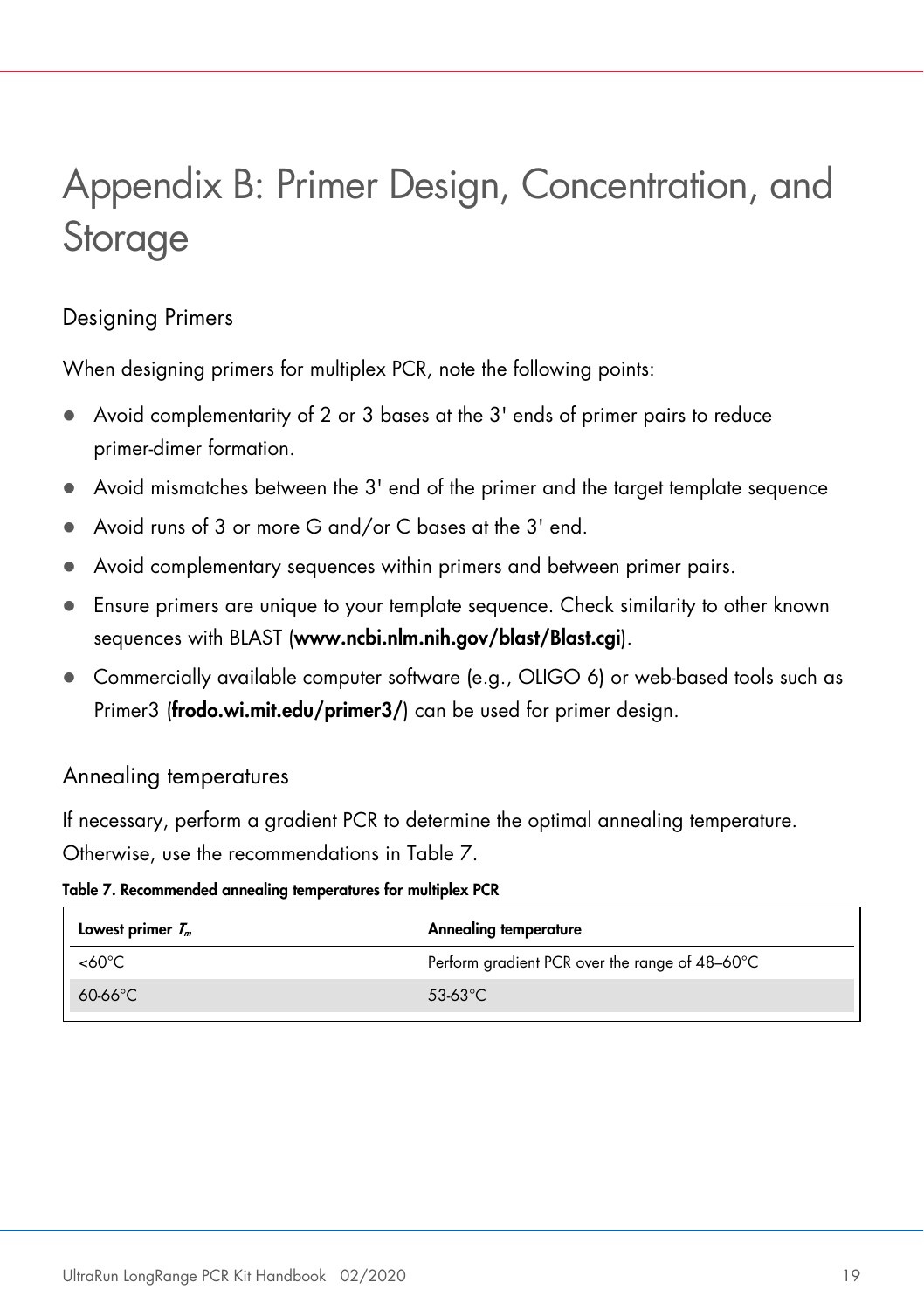# Appendix B: Primer Design, Concentration, and Storage

## Designing Primers

When designing primers for multiplex PCR, note the following points:

- Avoid complementarity of 2 or 3 bases at the 3' ends of primer pairs to reduce primer-dimer formation.
- Avoid mismatches between the 3' end of the primer and the target template sequence
- Avoid runs of 3 or more G and/or C bases at the 3' end.
- Avoid complementary sequences within primers and between primer pairs.
- Ensure primers are unique to your template sequence. Check similarity to other known sequences with BLAST (**www.ncbi.nlm.nih.gov/blast/Blast.cgi**).
- Commercially available computer software (e.g., OLIGO 6) or web-based tools such as Primer3 (**frodo.wi.mit.edu/primer3/**) can be used for primer design.

## Annealing temperatures

If necessary, perform a gradient PCR to determine the optimal annealing temperature. Otherwise, use the recommendations in Table 7.

**Table 7. Recommended annealing temperatures for multiplex PCR**

| Lowest primer $T_m$ | Annealing temperature |
|---|---|
| <60°C | Perform gradient PCR over the range of 48–60°C |
| 60-66°C | 53-63°C |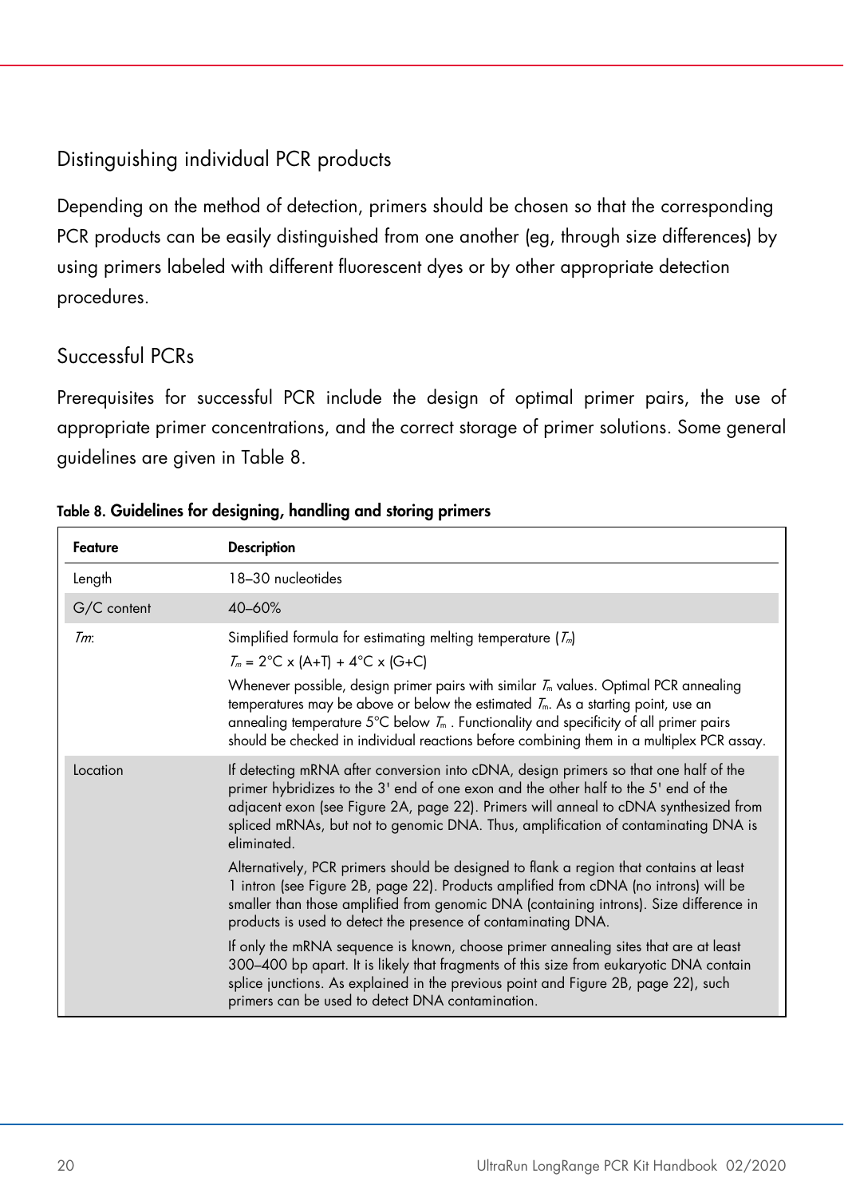## Distinguishing individual PCR products

Depending on the method of detection, primers should be chosen so that the corresponding PCR products can be easily distinguished from one another (eg, through size differences) by using primers labeled with different fluorescent dyes or by other appropriate detection procedures.

## Successful PCRs

Prerequisites for successful PCR include the design of optimal primer pairs, the use of appropriate primer concentrations, and the correct storage of primer solutions. Some general guidelines are given in Table 8.

**Table 8. Guidelines for designing, handling and storing primers**

| Feature | Description |
|---|---|
| Length | 18–30 nucleotides |
| G/C content | 40–60% |
| $T_m$: | Simplified formula for estimating melting temperature ($T_m$)<br>$T_m = 2°C \times (A+T) + 4°C \times (G+C)$<br>Whenever possible, design primer pairs with similar $T_m$ values. Optimal PCR annealing temperatures may be above or below the estimated $T_m$. As a starting point, use an annealing temperature 5°C below $T_m$. Functionality and specificity of all primer pairs should be checked in individual reactions before combining them in a multiplex PCR assay. |
| Location | If detecting mRNA after conversion into cDNA, design primers so that one half of the primer hybridizes to the 3' end of one exon and the other half to the 5' end of the adjacent exon (see Figure 2A, page 22). Primers will anneal to cDNA synthesized from spliced mRNAs, but not to genomic DNA. Thus, amplification of contaminating DNA is eliminated.<br>Alternatively, PCR primers should be designed to flank a region that contains at least 1 intron (see Figure 2B, page 22). Products amplified from cDNA (no introns) will be smaller than those amplified from genomic DNA (containing introns). Size difference in products is used to detect the presence of contaminating DNA.<br>If only the mRNA sequence is known, choose primer annealing sites that are at least 300–400 bp apart. It is likely that fragments of this size from eukaryotic DNA contain splice junctions. As explained in the previous point and Figure 2B, page 22), such primers can be used to detect DNA contamination. |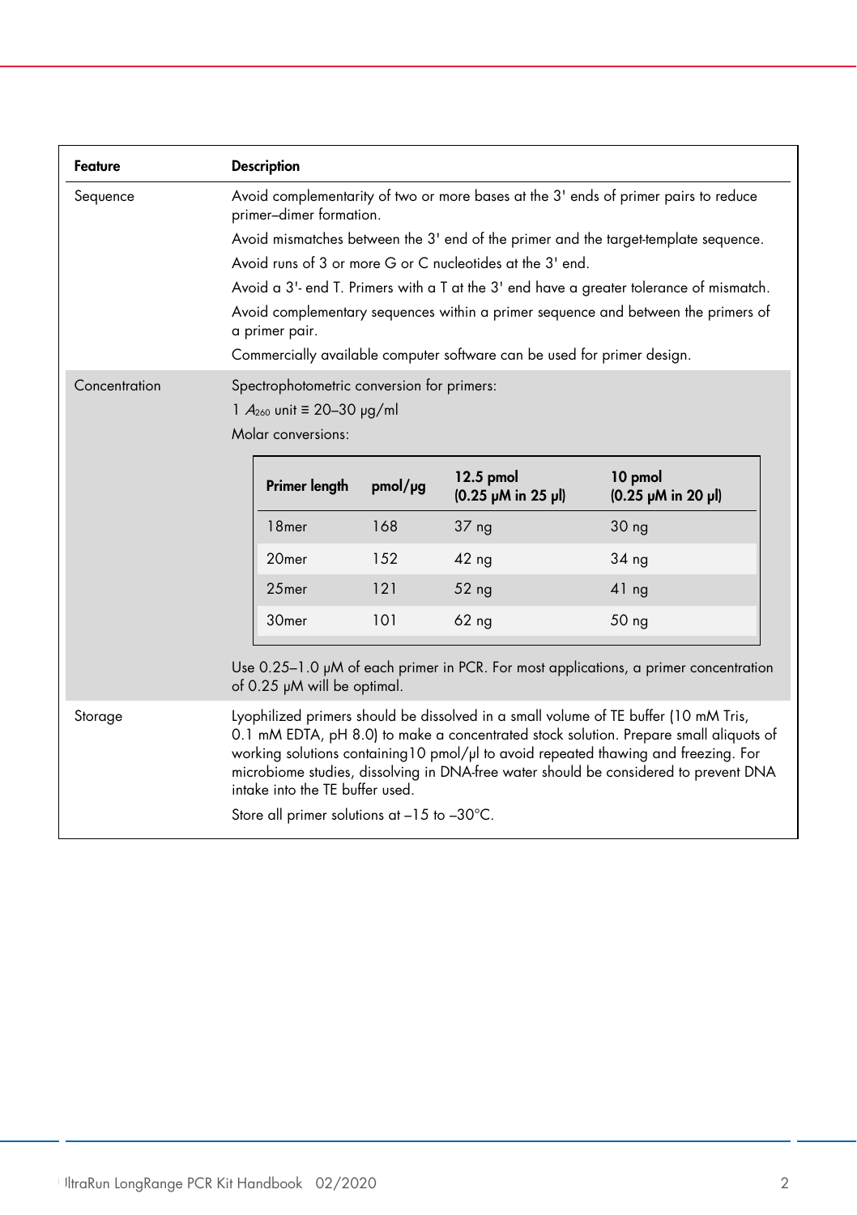| Feature | Description |
|---|---|
| Sequence | Avoid complementarity of two or more bases at the 3' ends of primer pairs to reduce primer–dimer formation.<br>Avoid mismatches between the 3' end of the primer and the target-template sequence.<br>Avoid runs of 3 or more G or C nucleotides at the 3' end.<br>Avoid a 3'- end T. Primers with a T at the 3' end have a greater tolerance of mismatch.<br>Avoid complementary sequences within a primer sequence and between the primers of a primer pair.<br>Commercially available computer software can be used for primer design. |
| Concentration | Spectrophotometric conversion for primers:<br>1 $A_{260}$ unit ≡ 20–30 μg/ml<br>Molar conversions:<br>(see table below)<br>Use 0.25–1.0 μM of each primer in PCR. For most applications, a primer concentration of 0.25 μM will be optimal. |
| Storage | Lyophilized primers should be dissolved in a small volume of TE buffer (10 mM Tris, 0.1 mM EDTA, pH 8.0) to make a concentrated stock solution. Prepare small aliquots of working solutions containing10 pmol/μl to avoid repeated thawing and freezing. For microbiome studies, dissolving in DNA-free water should be considered to prevent DNA intake into the TE buffer used.<br>Store all primer solutions at –15 to –30°C. |

| Primer length | pmol/μg | 12.5 pmol (0.25 μM in 25 μl) | 10 pmol (0.25 μM in 20 μl) |
|---|---|---|---|
| 18mer | 168 | 37 ng | 30 ng |
| 20mer | 152 | 42 ng | 34 ng |
| 25mer | 121 | 52 ng | 41 ng |
| 30mer | 101 | 62 ng | 50 ng |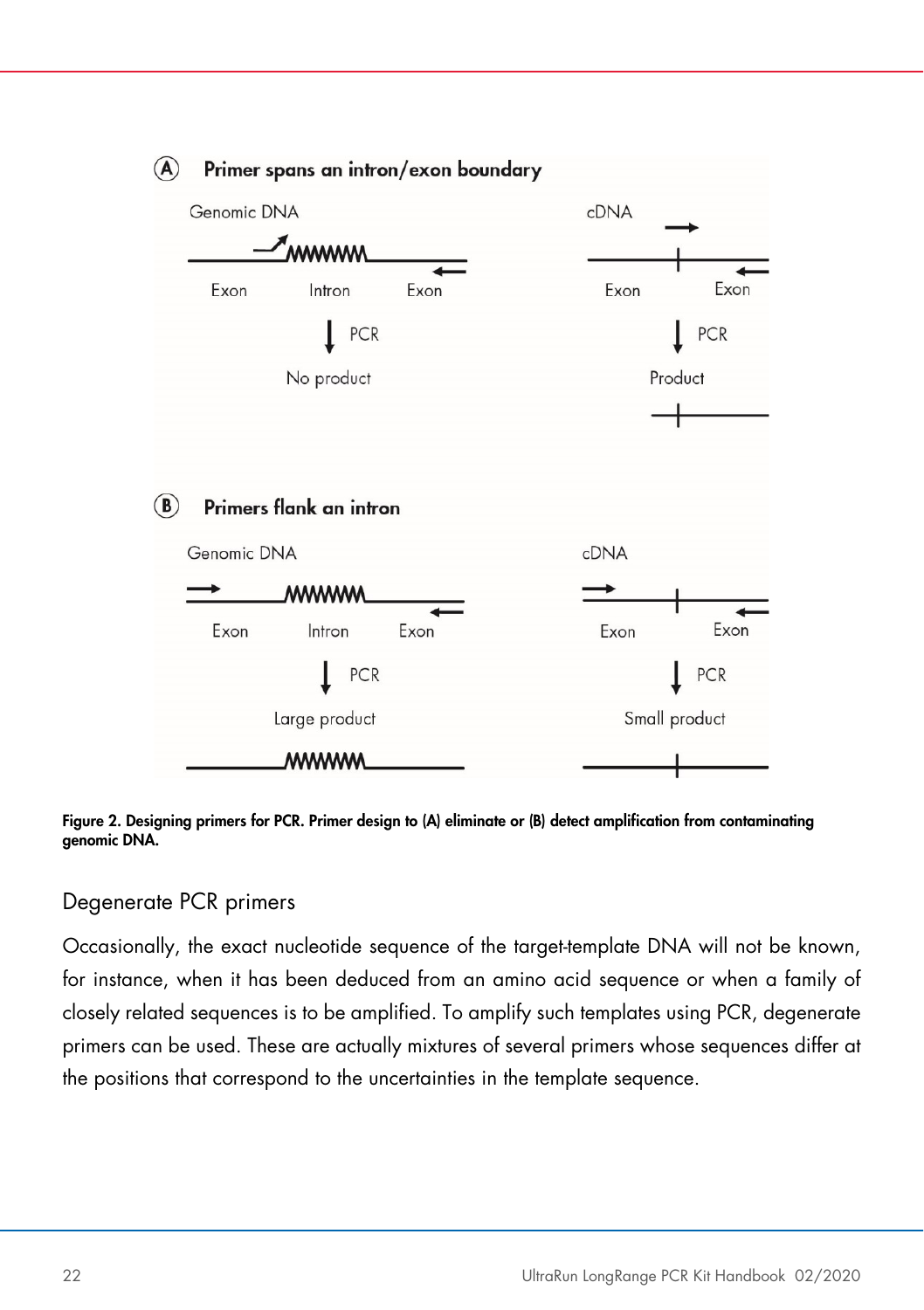**Figure 2. Designing primers for PCR. Primer design to (A) eliminate or (B) detect amplification from contaminating genomic DNA.**

## Degenerate PCR primers

Occasionally, the exact nucleotide sequence of the target-template DNA will not be known, for instance, when it has been deduced from an amino acid sequence or when a family of closely related sequences is to be amplified. To amplify such templates using PCR, degenerate primers can be used. These are actually mixtures of several primers whose sequences differ at the positions that correspond to the uncertainties in the template sequence.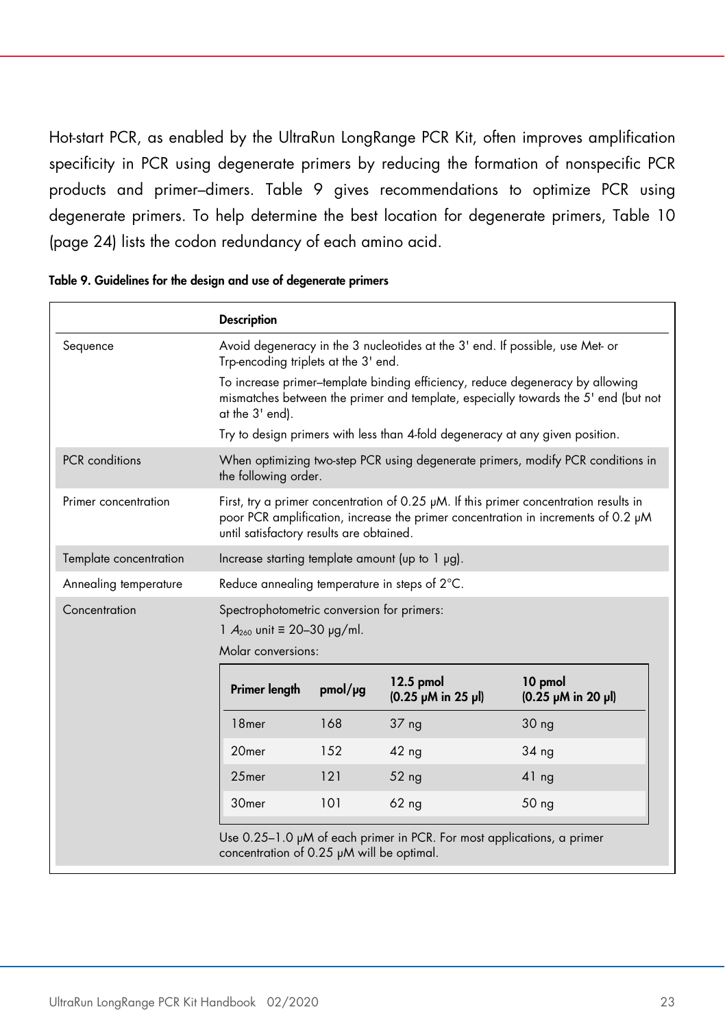Hot-start PCR, as enabled by the UltraRun LongRange PCR Kit, often improves amplification specificity in PCR using degenerate primers by reducing the formation of nonspecific PCR products and primer–dimers. Table 9 gives recommendations to optimize PCR using degenerate primers. To help determine the best location for degenerate primers, Table 10 (page 24) lists the codon redundancy of each amino acid.

**Table 9. Guidelines for the design and use of degenerate primers**

| | **Description** |
|---|---|
| Sequence | Avoid degeneracy in the 3 nucleotides at the 3' end. If possible, use Met- or Trp-encoding triplets at the 3' end.<br>To increase primer–template binding efficiency, reduce degeneracy by allowing mismatches between the primer and template, especially towards the 5' end (but not at the 3' end).<br>Try to design primers with less than 4-fold degeneracy at any given position. |
| PCR conditions | When optimizing two-step PCR using degenerate primers, modify PCR conditions in the following order. |
| Primer concentration | First, try a primer concentration of 0.25 µM. If this primer concentration results in poor PCR amplification, increase the primer concentration in increments of 0.2 µM until satisfactory results are obtained. |
| Template concentration | Increase starting template amount (up to 1 µg). |
| Annealing temperature | Reduce annealing temperature in steps of 2°C. |
| Concentration | Spectrophotometric conversion for primers:<br>1 $A_{260}$ unit ≡ 20–30 µg/ml.<br>Molar conversions:<br>(see table below)<br>Use 0.25–1.0 µM of each primer in PCR. For most applications, a primer concentration of 0.25 µM will be optimal. |

| **Primer length** | **pmol/µg** | **12.5 pmol (0.25 µM in 25 µl)** | **10 pmol (0.25 µM in 20 µl)** |
|---|---|---|---|
| 18mer | 168 | 37 ng | 30 ng |
| 20mer | 152 | 42 ng | 34 ng |
| 25mer | 121 | 52 ng | 41 ng |
| 30mer | 101 | 62 ng | 50 ng |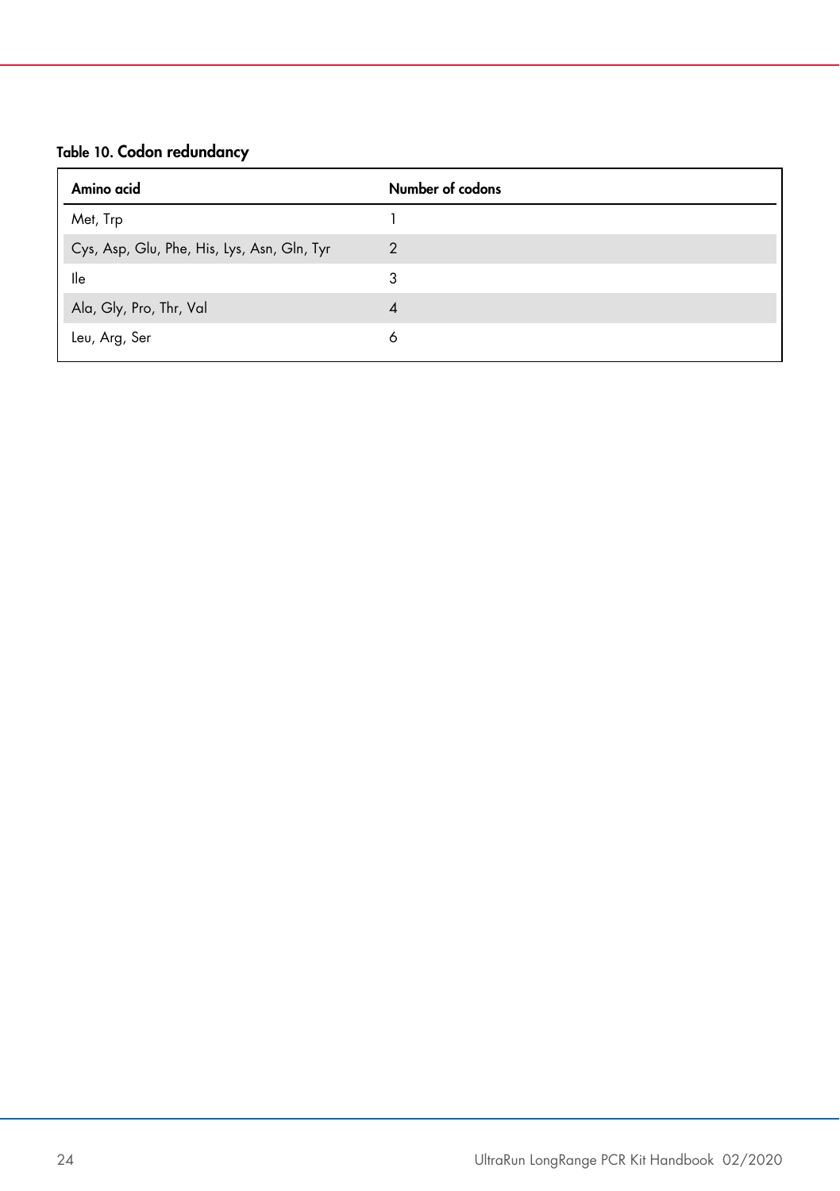**Table 10. Codon redundancy**

| Amino acid | Number of codons |
|---|---|
| Met, Trp | 1 |
| Cys, Asp, Glu, Phe, His, Lys, Asn, Gln, Tyr | 2 |
| Ile | 3 |
| Ala, Gly, Pro, Thr, Val | 4 |
| Leu, Arg, Ser | 6 |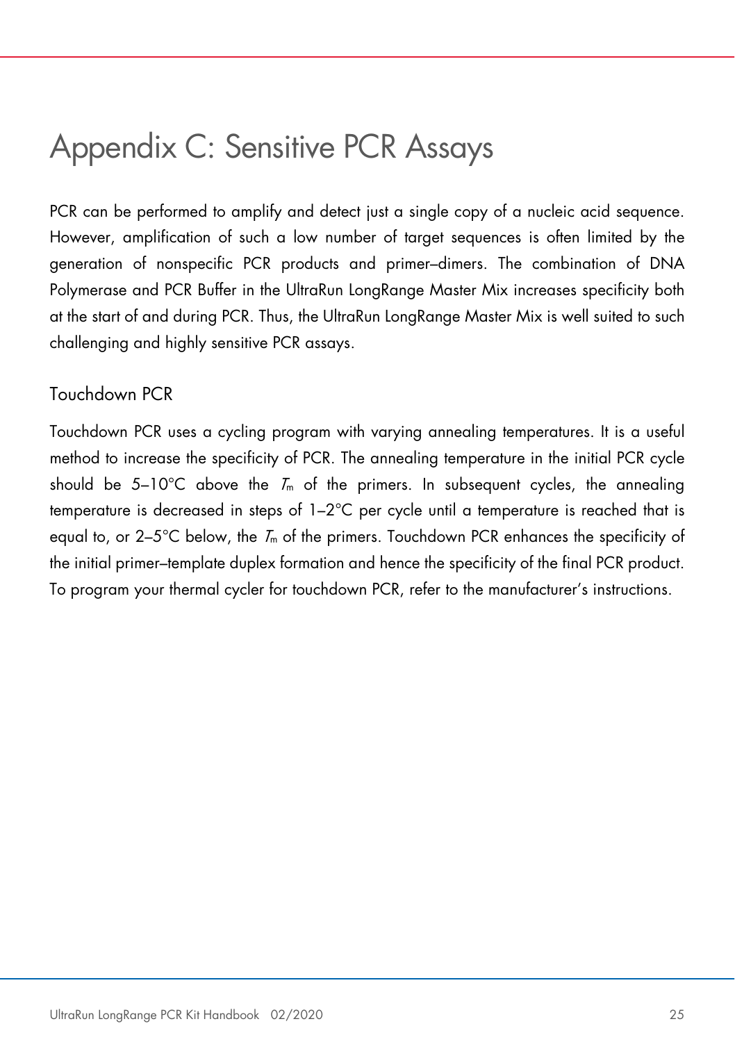# Appendix C: Sensitive PCR Assays

PCR can be performed to amplify and detect just a single copy of a nucleic acid sequence. However, amplification of such a low number of target sequences is often limited by the generation of nonspecific PCR products and primer–dimers. The combination of DNA Polymerase and PCR Buffer in the UltraRun LongRange Master Mix increases specificity both at the start of and during PCR. Thus, the UltraRun LongRange Master Mix is well suited to such challenging and highly sensitive PCR assays.

## Touchdown PCR

Touchdown PCR uses a cycling program with varying annealing temperatures. It is a useful method to increase the specificity of PCR. The annealing temperature in the initial PCR cycle should be 5–10°C above the $T_m$ of the primers. In subsequent cycles, the annealing temperature is decreased in steps of 1–2°C per cycle until a temperature is reached that is equal to, or 2–5°C below, the $T_m$ of the primers. Touchdown PCR enhances the specificity of the initial primer–template duplex formation and hence the specificity of the final PCR product. To program your thermal cycler for touchdown PCR, refer to the manufacturer's instructions.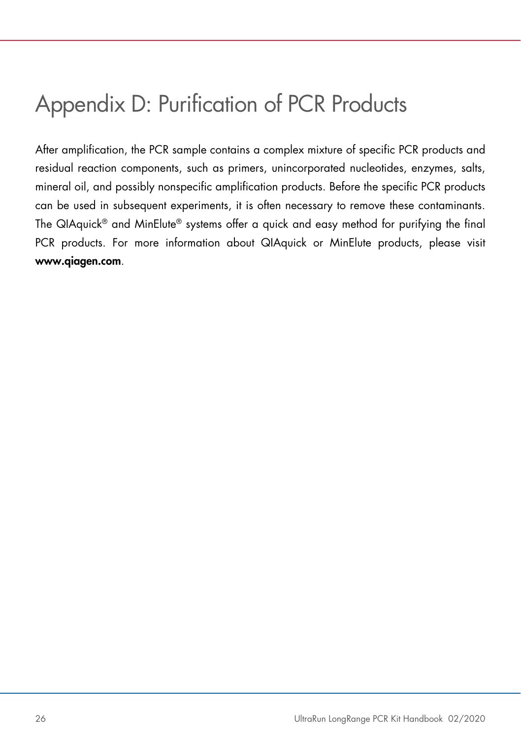# Appendix D: Purification of PCR Products

After amplification, the PCR sample contains a complex mixture of specific PCR products and residual reaction components, such as primers, unincorporated nucleotides, enzymes, salts, mineral oil, and possibly nonspecific amplification products. Before the specific PCR products can be used in subsequent experiments, it is often necessary to remove these contaminants. The QIAquick® and MinElute® systems offer a quick and easy method for purifying the final PCR products. For more information about QIAquick or MinElute products, please visit **www.qiagen.com**.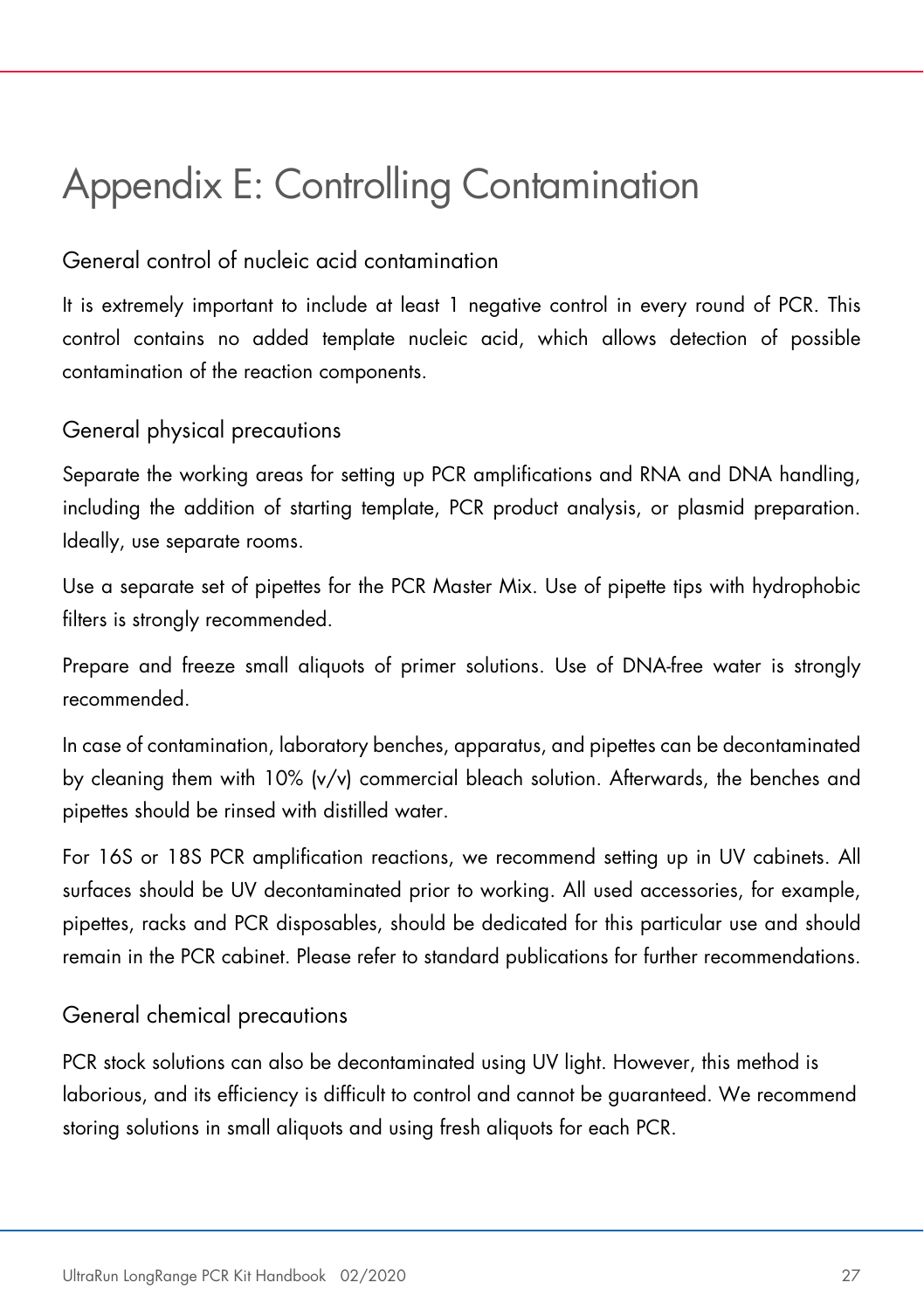# Appendix E: Controlling Contamination

## General control of nucleic acid contamination

It is extremely important to include at least 1 negative control in every round of PCR. This control contains no added template nucleic acid, which allows detection of possible contamination of the reaction components.

## General physical precautions

Separate the working areas for setting up PCR amplifications and RNA and DNA handling, including the addition of starting template, PCR product analysis, or plasmid preparation. Ideally, use separate rooms.

Use a separate set of pipettes for the PCR Master Mix. Use of pipette tips with hydrophobic filters is strongly recommended.

Prepare and freeze small aliquots of primer solutions. Use of DNA-free water is strongly recommended.

In case of contamination, laboratory benches, apparatus, and pipettes can be decontaminated by cleaning them with 10% (v/v) commercial bleach solution. Afterwards, the benches and pipettes should be rinsed with distilled water.

For 16S or 18S PCR amplification reactions, we recommend setting up in UV cabinets. All surfaces should be UV decontaminated prior to working. All used accessories, for example, pipettes, racks and PCR disposables, should be dedicated for this particular use and should remain in the PCR cabinet. Please refer to standard publications for further recommendations.

## General chemical precautions

PCR stock solutions can also be decontaminated using UV light. However, this method is laborious, and its efficiency is difficult to control and cannot be guaranteed. We recommend storing solutions in small aliquots and using fresh aliquots for each PCR.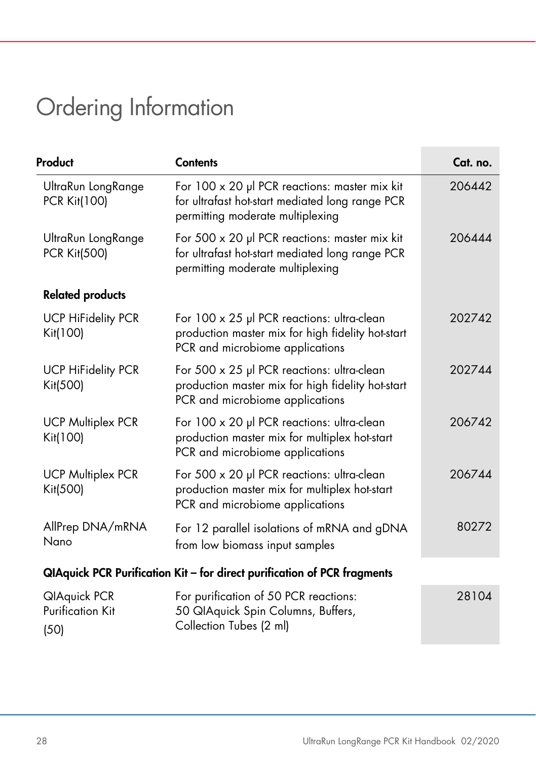# Ordering Information

| Product | Contents | Cat. no. |
|---|---|---|
| UltraRun LongRange PCR Kit(100) | For 100 x 20 µl PCR reactions: master mix kit for ultrafast hot-start mediated long range PCR permitting moderate multiplexing | 206442 |
| UltraRun LongRange PCR Kit(500) | For 500 x 20 µl PCR reactions: master mix kit for ultrafast hot-start mediated long range PCR permitting moderate multiplexing | 206444 |
| **Related products** | | |
| UCP HiFidelity PCR Kit(100) | For 100 x 25 µl PCR reactions: ultra-clean production master mix for high fidelity hot-start PCR and microbiome applications | 202742 |
| UCP HiFidelity PCR Kit(500) | For 500 x 25 µl PCR reactions: ultra-clean production master mix for high fidelity hot-start PCR and microbiome applications | 202744 |
| UCP Multiplex PCR Kit(100) | For 100 x 20 µl PCR reactions: ultra-clean production master mix for multiplex hot-start PCR and microbiome applications | 206742 |
| UCP Multiplex PCR Kit(500) | For 500 x 20 µl PCR reactions: ultra-clean production master mix for multiplex hot-start PCR and microbiome applications | 206744 |
| AllPrep DNA/mRNA Nano | For 12 parallel isolations of mRNA and gDNA from low biomass input samples | 80272 |
| **QIAquick PCR Purification Kit – for direct purification of PCR fragments** | | |
| QIAquick PCR Purification Kit (50) | For purification of 50 PCR reactions: 50 QIAquick Spin Columns, Buffers, Collection Tubes (2 ml) | 28104 |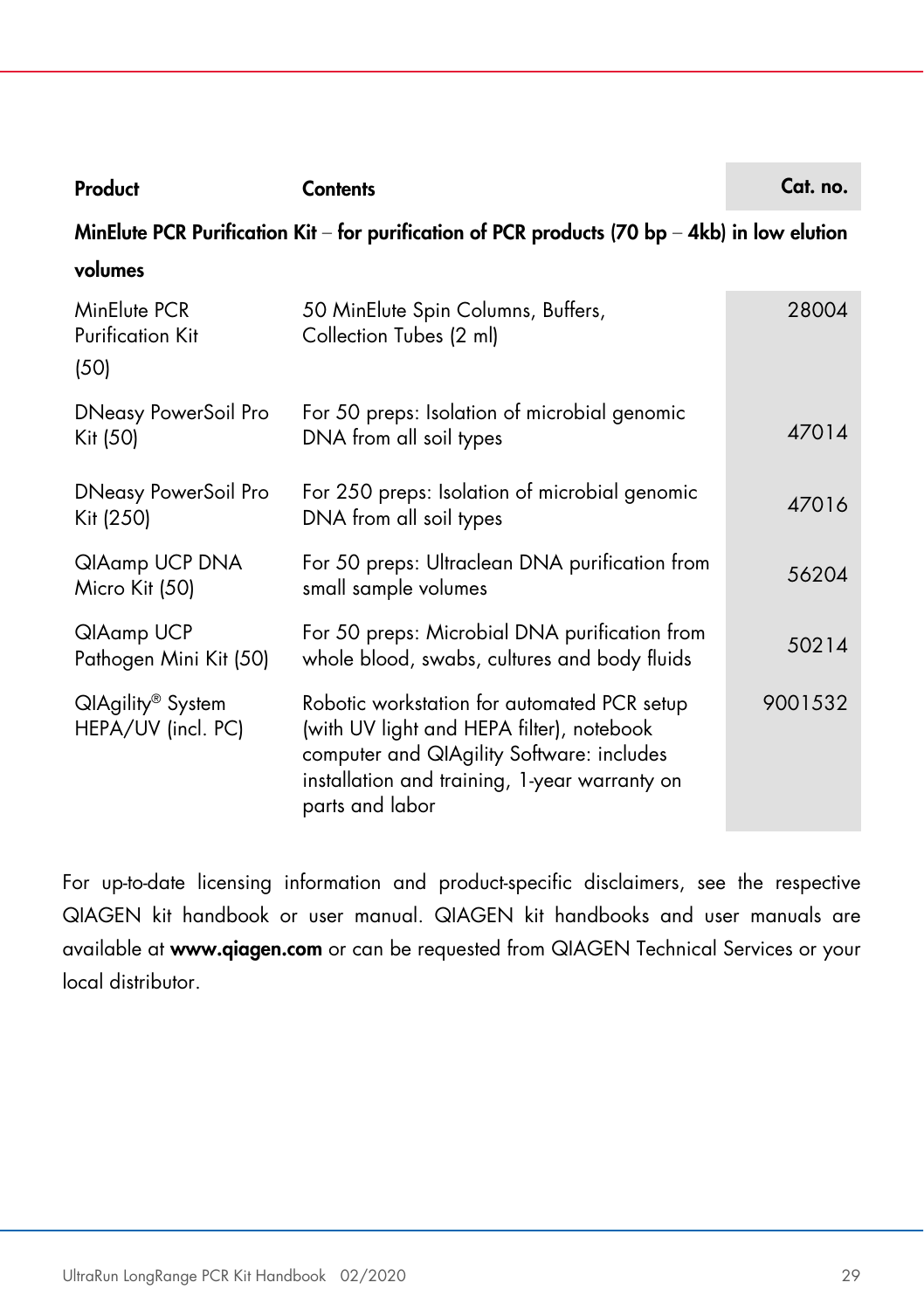| Product | Contents | Cat. no. |
|---|---|---|
| **MinElute PCR Purification Kit – for purification of PCR products (70 bp – 4kb) in low elution volumes** | | |
| MinElute PCR Purification Kit (50) | 50 MinElute Spin Columns, Buffers, Collection Tubes (2 ml) | 28004 |
| DNeasy PowerSoil Pro Kit (50) | For 50 preps: Isolation of microbial genomic DNA from all soil types | 47014 |
| DNeasy PowerSoil Pro Kit (250) | For 250 preps: Isolation of microbial genomic DNA from all soil types | 47016 |
| QIAamp UCP DNA Micro Kit (50) | For 50 preps: Ultraclean DNA purification from small sample volumes | 56204 |
| QIAamp UCP Pathogen Mini Kit (50) | For 50 preps: Microbial DNA purification from whole blood, swabs, cultures and body fluids | 50214 |
| QIAgility® System HEPA/UV (incl. PC) | Robotic workstation for automated PCR setup (with UV light and HEPA filter), notebook computer and QIAgility Software: includes installation and training, 1-year warranty on parts and labor | 9001532 |

For up-to-date licensing information and product-specific disclaimers, see the respective QIAGEN kit handbook or user manual. QIAGEN kit handbooks and user manuals are available at **www.qiagen.com** or can be requested from QIAGEN Technical Services or your local distributor.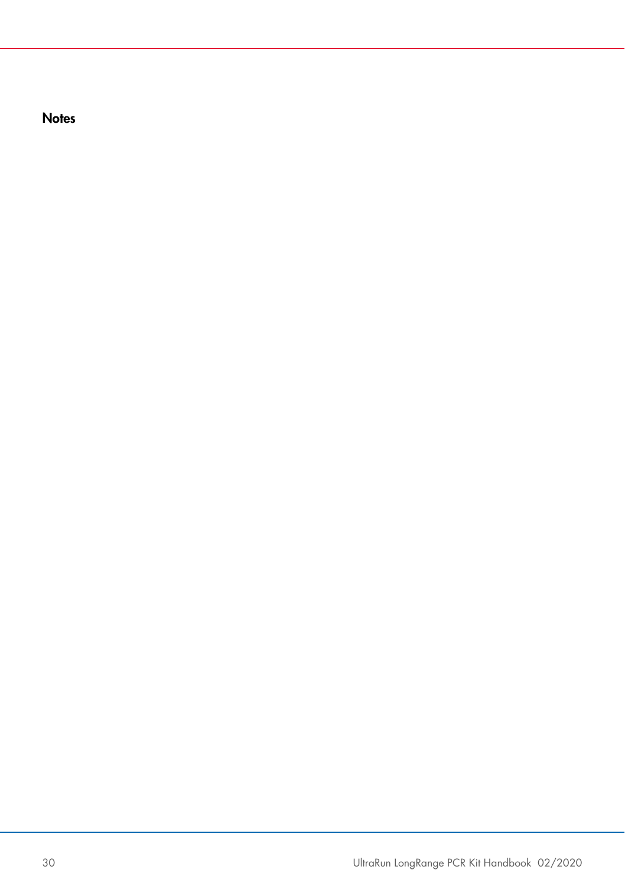## Notes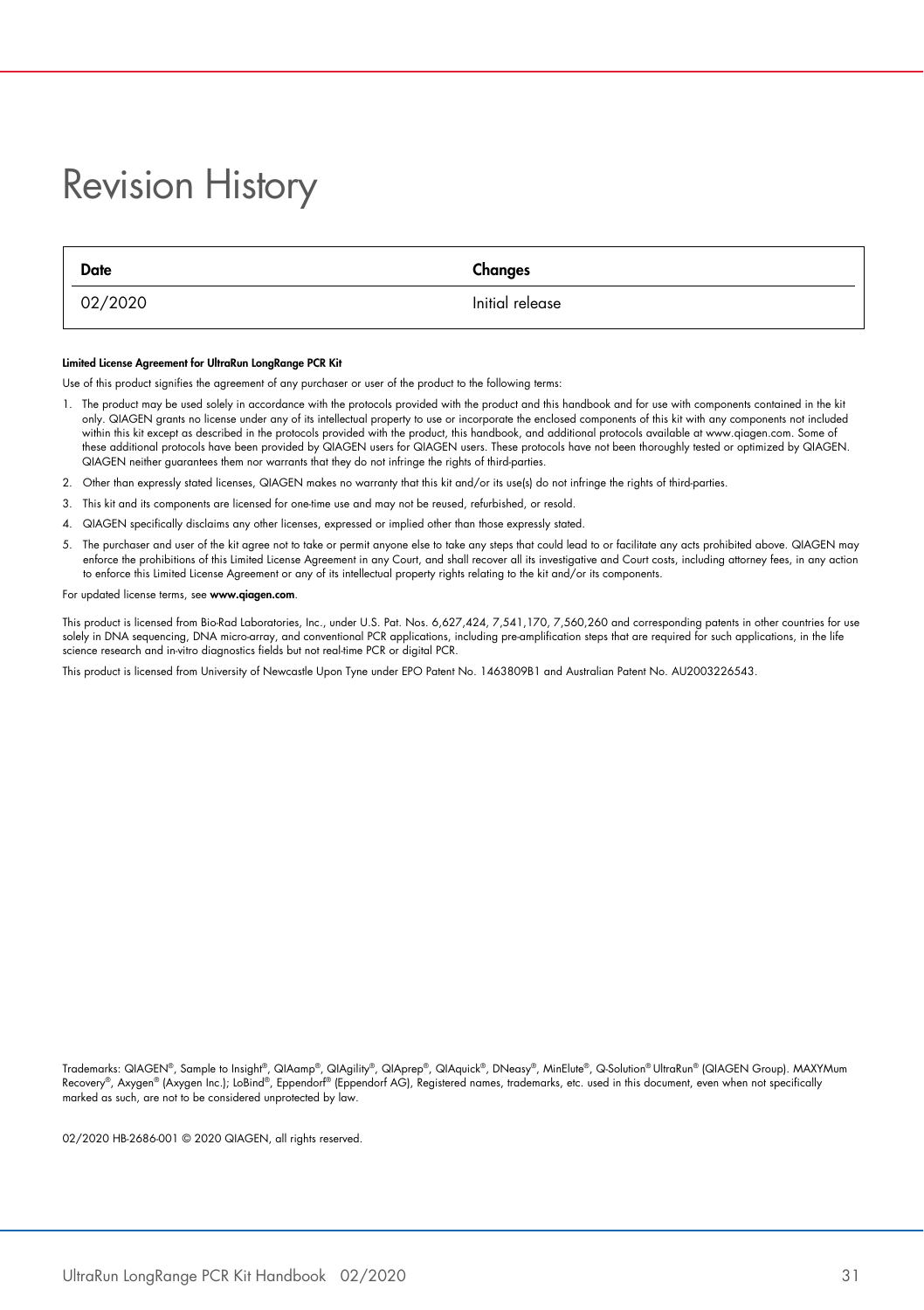# Revision History

| Date | Changes |
| --- | --- |
| 02/2020 | Initial release |

**Limited License Agreement for UltraRun LongRange PCR Kit**

Use of this product signifies the agreement of any purchaser or user of the product to the following terms:

1. The product may be used solely in accordance with the protocols provided with the product and this handbook and for use with components contained in the kit only. QIAGEN grants no license under any of its intellectual property to use or incorporate the enclosed components of this kit with any components not included within this kit except as described in the protocols provided with the product, this handbook, and additional protocols available at www.qiagen.com. Some of these additional protocols have been provided by QIAGEN users for QIAGEN users. These protocols have not been thoroughly tested or optimized by QIAGEN. QIAGEN neither guarantees them nor warrants that they do not infringe the rights of third-parties.
2. Other than expressly stated licenses, QIAGEN makes no warranty that this kit and/or its use(s) do not infringe the rights of third-parties.
3. This kit and its components are licensed for one-time use and may not be reused, refurbished, or resold.
4. QIAGEN specifically disclaims any other licenses, expressed or implied other than those expressly stated.
5. The purchaser and user of the kit agree not to take or permit anyone else to take any steps that could lead to or facilitate any acts prohibited above. QIAGEN may enforce the prohibitions of this Limited License Agreement in any Court, and shall recover all its investigative and Court costs, including attorney fees, in any action to enforce this Limited License Agreement or any of its intellectual property rights relating to the kit and/or its components.

For updated license terms, see **www.qiagen.com**.

This product is licensed from Bio-Rad Laboratories, Inc., under U.S. Pat. Nos. 6,627,424, 7,541,170, 7,560,260 and corresponding patents in other countries for use solely in DNA sequencing, DNA micro-array, and conventional PCR applications, including pre-amplification steps that are required for such applications, in the life science research and in-vitro diagnostics fields but not real-time PCR or digital PCR.

This product is licensed from University of Newcastle Upon Tyne under EPO Patent No. 1463809B1 and Australian Patent No. AU2003226543.

Trademarks: QIAGEN®, Sample to Insight®, QIAamp®, QIAgility®, QIAprep®, QIAquick®, DNeasy®, MinElute®, Q-Solution® UltraRun® (QIAGEN Group). MAXYMum Recovery®, Axygen® (Axygen Inc.); LoBind®, Eppendorf® (Eppendorf AG), Registered names, trademarks, etc. used in this document, even when not specifically marked as such, are not to be considered unprotected by law.

02/2020 HB-2686-001 © 2020 QIAGEN, all rights reserved.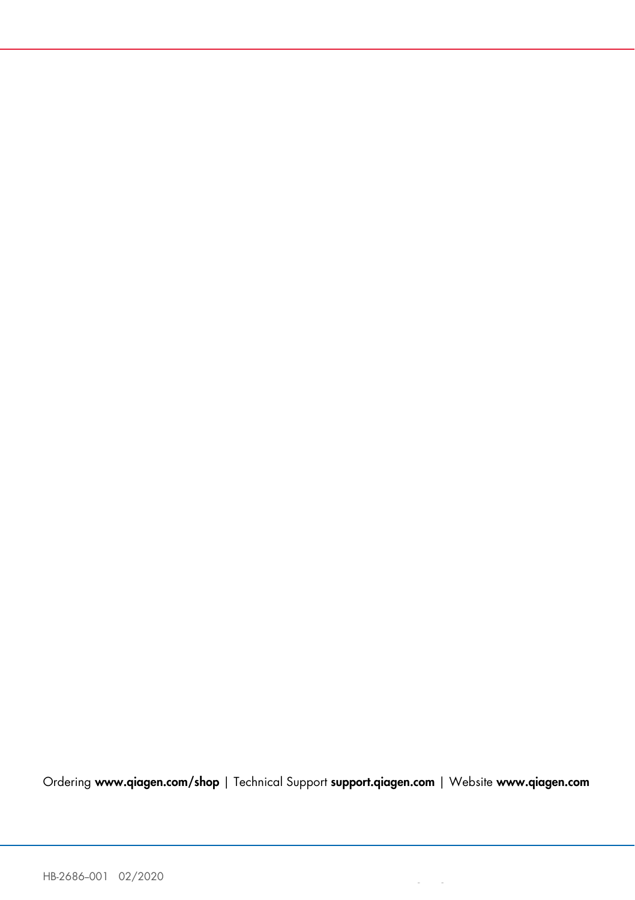Ordering **www.qiagen.com/shop** | Technical Support **support.qiagen.com** | Website **www.qiagen.com**

HB-2686-001 02/2020